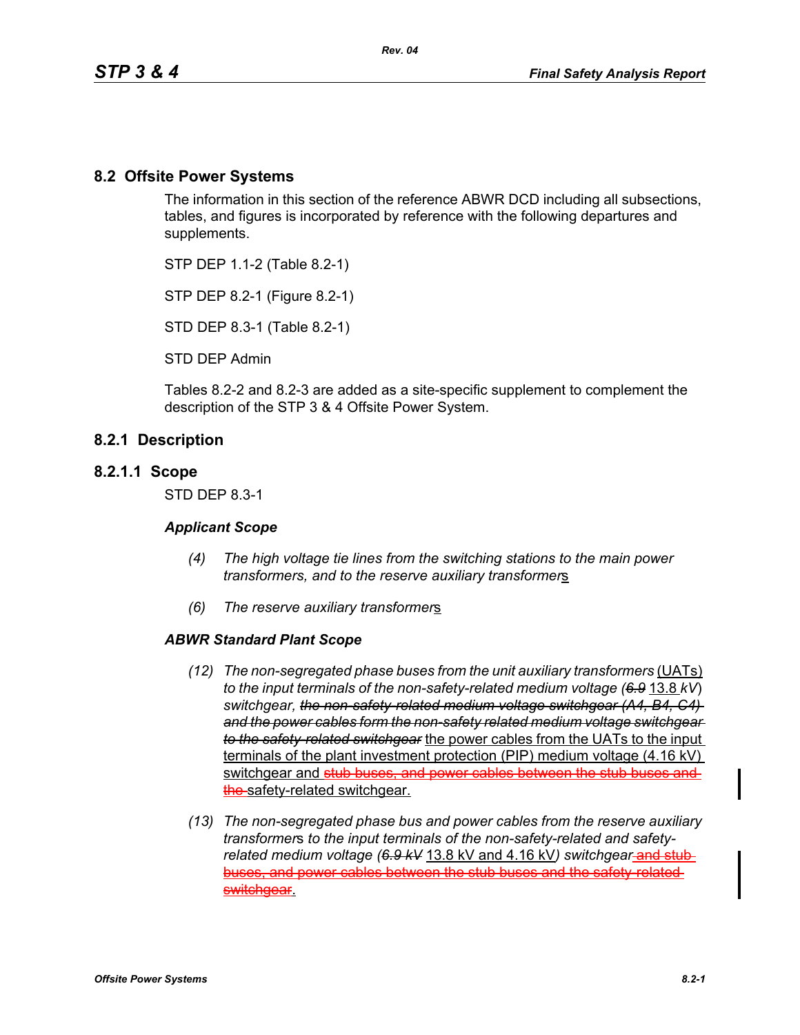## 8.2 Offsite Power Systems

The information in this section of the reference ABWR DCD including all subsections, tables, and figures is incorporated by reference with the following departures and supplements.

STP DEP 1.1-2 (Table 8.2-1)

STP DEP 8.2-1 (Figure 8.2-1)

STD DEP 8.3-1 (Table 8.2-1)

STD DEP Admin

Tables 8.2-2 and 8.2-3 are added as a site-specific supplement to complement the description of the STP 3 & 4 Offsite Power System.

## 8.2.1 Description

### 8.2.1.1 Scope

STD DEP 8.3-1

***Applicant Scope***

*(4) The high voltage tie lines from the switching stations to the main power transformers, and to the reserve auxiliary transformer*s

*(6) The reserve auxiliary transformer*s

***ABWR Standard Plant Scope***

*(12) The non-segregated phase buses from the unit auxiliary transformers* (UATs) *to the input terminals of the non-safety-related medium voltage (~~6.9~~* 13.8 *kV) switchgear, ~~the non-safety-related medium voltage switchgear (A4, B4, C4) and the power cables form the non-safety related medium voltage switchgear to the safety-related switchgear~~* the power cables from the UATs to the input terminals of the plant investment protection (PIP) medium voltage (4.16 kV) switchgear and ~~stub buses, and power cables between the stub buses and the~~ safety-related switchgear.

*(13) The non-segregated phase bus and power cables from the reserve auxiliary transformer*s *to the input terminals of the non-safety-related and safety-related medium voltage (~~6.9 kV~~* 13.8 kV and 4.16 kV*) switchgear* ~~and stub buses, and power cables between the stub buses and the safety-related switchgear~~.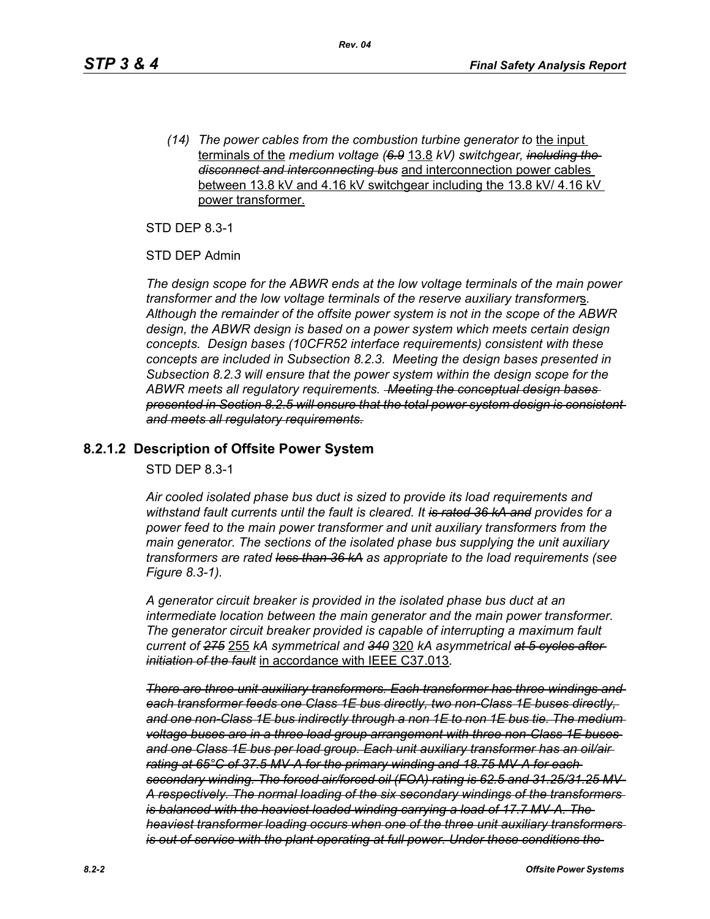*(14) The power cables from the combustion turbine generator to* <u>the input terminals of the</u> *medium voltage (~~6.9~~* <u>13.8</u> *kV) switchgear, ~~including the disconnect and interconnecting bus~~* <u>and interconnection power cables between 13.8 kV and 4.16 kV switchgear including the 13.8 kV/ 4.16 kV power transformer.</u>

STD DEP 8.3-1

STD DEP Admin

*The design scope for the ABWR ends at the low voltage terminals of the main power transformer and the low voltage terminals of the reserve auxiliary transformer*<u>s</u>. *Although the remainder of the offsite power system is not in the scope of the ABWR design, the ABWR design is based on a power system which meets certain design concepts. Design bases (10CFR52 interface requirements) consistent with these concepts are included in Subsection 8.2.3. Meeting the design bases presented in Subsection 8.2.3 will ensure that the power system within the design scope for the ABWR meets all regulatory requirements. ~~Meeting the conceptual design bases presented in Section 8.2.5 will ensure that the total power system design is consistent and meets all regulatory requirements.~~*

## 8.2.1.2 Description of Offsite Power System

STD DEP 8.3-1

*Air cooled isolated phase bus duct is sized to provide its load requirements and withstand fault currents until the fault is cleared. It ~~is rated 36 kA and~~ provides for a power feed to the main power transformer and unit auxiliary transformers from the main generator. The sections of the isolated phase bus supplying the unit auxiliary transformers are rated ~~less than 36 kA~~ as appropriate to the load requirements (see Figure 8.3-1).*

*A generator circuit breaker is provided in the isolated phase bus duct at an intermediate location between the main generator and the main power transformer. The generator circuit breaker provided is capable of interrupting a maximum fault current of ~~275~~* <u>255</u> *kA symmetrical and ~~340~~* <u>320</u> *kA asymmetrical ~~at 5 cycles after initiation of the fault~~* <u>in accordance with IEEE C37.013</u>.

*~~There are three unit auxiliary transformers. Each transformer has three windings and each transformer feeds one Class 1E bus directly, two non-Class 1E buses directly, and one non-Class 1E bus indirectly through a non 1E to non 1E bus tie. The medium voltage buses are in a three load group arrangement with three non-Class 1E buses and one Class 1E bus per load group. Each unit auxiliary transformer has an oil/air rating at 65°C of 37.5 MV-A for the primary winding and 18.75 MV-A for each secondary winding. The forced air/forced oil (FOA) rating is 62.5 and 31.25/31.25 MV-A respectively. The normal loading of the six secondary windings of the transformers is balanced with the heaviest loaded winding carrying a load of 17.7 MV-A. The heaviest transformer loading occurs when one of the three unit auxiliary transformers is out of service with the plant operating at full power. Under these conditions the~~*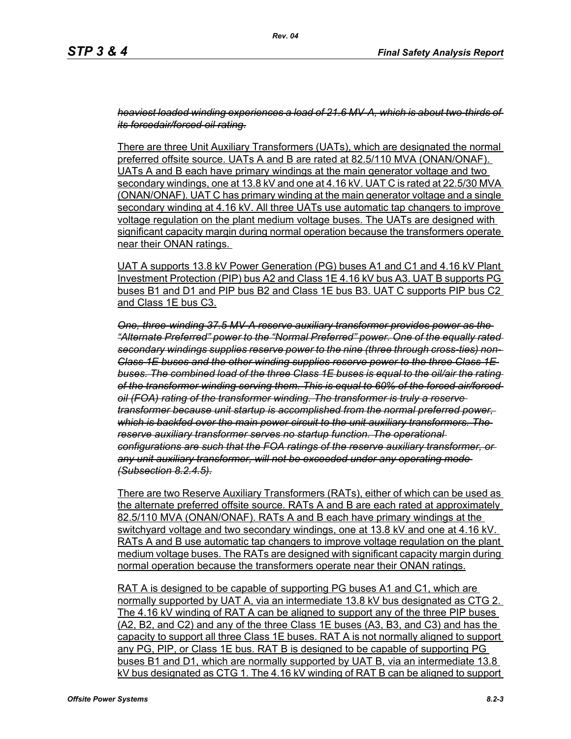~~*heaviest loaded winding experiences a load of 21.6 MV-A, which is about two-thirds of its forcedair/forced oil rating.*~~

There are three Unit Auxiliary Transformers (UATs), which are designated the normal preferred offsite source. UATs A and B are rated at 82.5/110 MVA (ONAN/ONAF). UATs A and B each have primary windings at the main generator voltage and two secondary windings, one at 13.8 kV and one at 4.16 kV. UAT C is rated at 22.5/30 MVA (ONAN/ONAF). UAT C has primary winding at the main generator voltage and a single secondary winding at 4.16 kV. All three UATs use automatic tap changers to improve voltage regulation on the plant medium voltage buses. The UATs are designed with significant capacity margin during normal operation because the transformers operate near their ONAN ratings.

UAT A supports 13.8 kV Power Generation (PG) buses A1 and C1 and 4.16 kV Plant Investment Protection (PIP) bus A2 and Class 1E 4.16 kV bus A3. UAT B supports PG buses B1 and D1 and PIP bus B2 and Class 1E bus B3. UAT C supports PIP bus C2 and Class 1E bus C3.

~~*One, three-winding 37.5 MV-A reserve auxiliary transformer provides power as the "Alternate Preferred" power to the "Normal Preferred" power. One of the equally rated secondary windings supplies reserve power to the nine (three through cross-ties) non-Class 1E buses and the other winding supplies reserve power to the three Class 1E buses. The combined load of the three Class 1E buses is equal to the oil/air the rating of the transformer winding serving them. This is equal to 60% of the forced air/forced oil (FOA) rating of the transformer winding. The transformer is truly a reserve transformer because unit startup is accomplished from the normal preferred power, which is backfed over the main power circuit to the unit auxiliary transformers. The reserve auxiliary transformer serves no startup function. The operational configurations are such that the FOA ratings of the reserve auxiliary transformer, or any unit auxiliary transformer, will not be exceeded under any operating mode (Subsection 8.2.4.5).*~~

There are two Reserve Auxiliary Transformers (RATs), either of which can be used as the alternate preferred offsite source. RATs A and B are each rated at approximately 82.5/110 MVA (ONAN/ONAF). RATs A and B each have primary windings at the switchyard voltage and two secondary windings, one at 13.8 kV and one at 4.16 kV. RATs A and B use automatic tap changers to improve voltage regulation on the plant medium voltage buses. The RATs are designed with significant capacity margin during normal operation because the transformers operate near their ONAN ratings.

RAT A is designed to be capable of supporting PG buses A1 and C1, which are normally supported by UAT A, via an intermediate 13.8 kV bus designated as CTG 2. The 4.16 kV winding of RAT A can be aligned to support any of the three PIP buses (A2, B2, and C2) and any of the three Class 1E buses (A3, B3, and C3) and has the capacity to support all three Class 1E buses. RAT A is not normally aligned to support any PG, PIP, or Class 1E bus. RAT B is designed to be capable of supporting PG buses B1 and D1, which are normally supported by UAT B, via an intermediate 13.8 kV bus designated as CTG 1. The 4.16 kV winding of RAT B can be aligned to support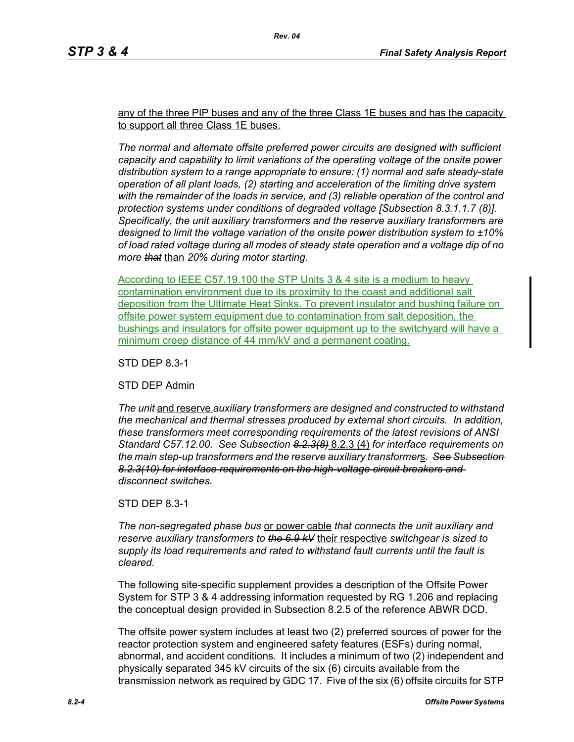any of the three PIP buses and any of the three Class 1E buses and has the capacity to support all three Class 1E buses.

*The normal and alternate offsite preferred power circuits are designed with sufficient capacity and capability to limit variations of the operating voltage of the onsite power distribution system to a range appropriate to ensure: (1) normal and safe steady-state operation of all plant loads, (2) starting and acceleration of the limiting drive system with the remainder of the loads in service, and (3) reliable operation of the control and protection systems under conditions of degraded voltage [Subsection 8.3.1.1.7 (8)]. Specifically, the unit auxiliary transformers and the reserve auxiliary transformer*s *are designed to limit the voltage variation of the onsite power distribution system to ±10% of load rated voltage during all modes of steady state operation and a voltage dip of no more ~~that~~* than *20% during motor starting.*

According to IEEE C57.19.100 the STP Units 3 & 4 site is a medium to heavy contamination environment due to its proximity to the coast and additional salt deposition from the Ultimate Heat Sinks. To prevent insulator and bushing failure on offsite power system equipment due to contamination from salt deposition, the bushings and insulators for offsite power equipment up to the switchyard will have a minimum creep distance of 44 mm/kV and a permanent coating.

STD DEP 8.3-1

STD DEP Admin

*The unit* and reserve *auxiliary transformers are designed and constructed to withstand the mechanical and thermal stresses produced by external short circuits. In addition, these transformers meet corresponding requirements of the latest revisions of ANSI Standard C57.12.00. See Subsection ~~8.2.3(8)~~* 8.2.3 (4) *for interface requirements on the main step-up transformers and the reserve auxiliary transformer*s. *~~See Subsection 8.2.3(10) for interface requirements on the high-voltage circuit breakers and disconnect switches.~~*

STD DEP 8.3-1

*The non-segregated phase bus* or power cable *that connects the unit auxiliary and reserve auxiliary transformers to ~~the 6.9 kV~~* their respective *switchgear is sized to supply its load requirements and rated to withstand fault currents until the fault is cleared.*

The following site-specific supplement provides a description of the Offsite Power System for STP 3 & 4 addressing information requested by RG 1.206 and replacing the conceptual design provided in Subsection 8.2.5 of the reference ABWR DCD.

The offsite power system includes at least two (2) preferred sources of power for the reactor protection system and engineered safety features (ESFs) during normal, abnormal, and accident conditions. It includes a minimum of two (2) independent and physically separated 345 kV circuits of the six (6) circuits available from the transmission network as required by GDC 17. Five of the six (6) offsite circuits for STP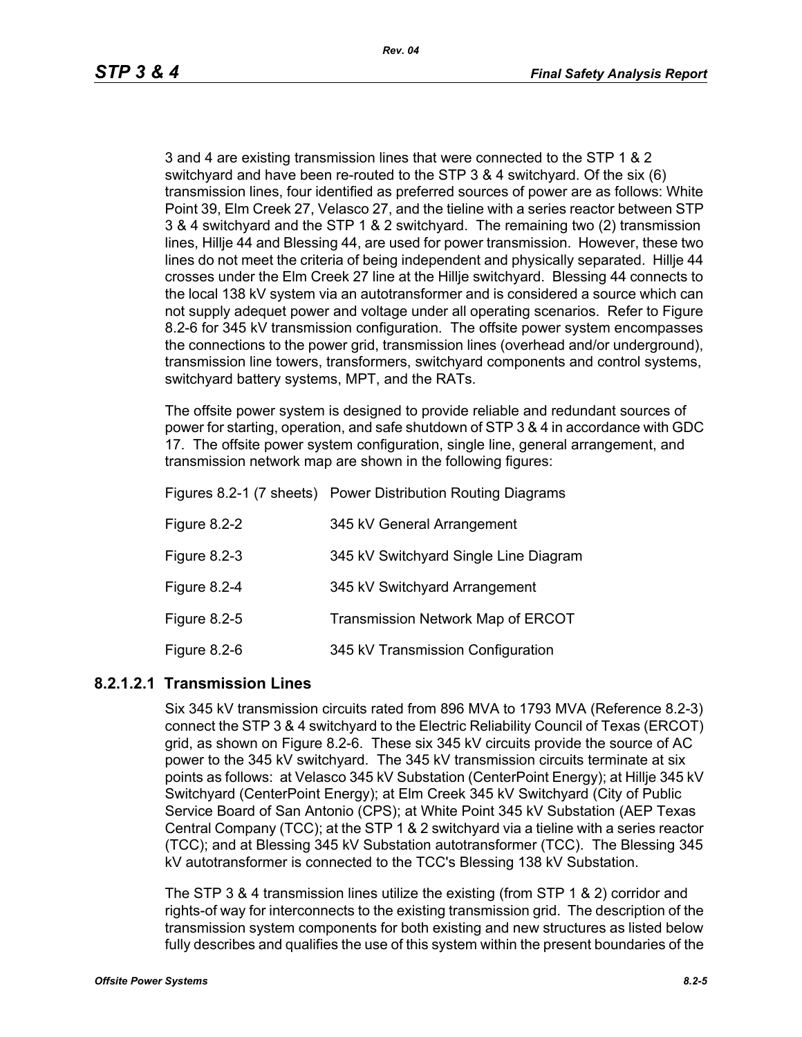3 and 4 are existing transmission lines that were connected to the STP 1 & 2 switchyard and have been re-routed to the STP 3 & 4 switchyard. Of the six (6) transmission lines, four identified as preferred sources of power are as follows: White Point 39, Elm Creek 27, Velasco 27, and the tieline with a series reactor between STP 3 & 4 switchyard and the STP 1 & 2 switchyard. The remaining two (2) transmission lines, Hillje 44 and Blessing 44, are used for power transmission. However, these two lines do not meet the criteria of being independent and physically separated. Hillje 44 crosses under the Elm Creek 27 line at the Hillje switchyard. Blessing 44 connects to the local 138 kV system via an autotransformer and is considered a source which can not supply adequet power and voltage under all operating scenarios. Refer to Figure 8.2-6 for 345 kV transmission configuration. The offsite power system encompasses the connections to the power grid, transmission lines (overhead and/or underground), transmission line towers, transformers, switchyard components and control systems, switchyard battery systems, MPT, and the RATs.

The offsite power system is designed to provide reliable and redundant sources of power for starting, operation, and safe shutdown of STP 3 & 4 in accordance with GDC 17. The offsite power system configuration, single line, general arrangement, and transmission network map are shown in the following figures:

| | |
|---|---|
| Figures 8.2-1 (7 sheets) | Power Distribution Routing Diagrams |
| Figure 8.2-2 | 345 kV General Arrangement |
| Figure 8.2-3 | 345 kV Switchyard Single Line Diagram |
| Figure 8.2-4 | 345 kV Switchyard Arrangement |
| Figure 8.2-5 | Transmission Network Map of ERCOT |
| Figure 8.2-6 | 345 kV Transmission Configuration |

### 8.2.1.2.1 Transmission Lines

Six 345 kV transmission circuits rated from 896 MVA to 1793 MVA (Reference 8.2-3) connect the STP 3 & 4 switchyard to the Electric Reliability Council of Texas (ERCOT) grid, as shown on Figure 8.2-6. These six 345 kV circuits provide the source of AC power to the 345 kV switchyard. The 345 kV transmission circuits terminate at six points as follows: at Velasco 345 kV Substation (CenterPoint Energy); at Hillje 345 kV Switchyard (CenterPoint Energy); at Elm Creek 345 kV Switchyard (City of Public Service Board of San Antonio (CPS); at White Point 345 kV Substation (AEP Texas Central Company (TCC); at the STP 1 & 2 switchyard via a tieline with a series reactor (TCC); and at Blessing 345 kV Substation autotransformer (TCC). The Blessing 345 kV autotransformer is connected to the TCC's Blessing 138 kV Substation.

The STP 3 & 4 transmission lines utilize the existing (from STP 1 & 2) corridor and rights-of way for interconnects to the existing transmission grid. The description of the transmission system components for both existing and new structures as listed below fully describes and qualifies the use of this system within the present boundaries of the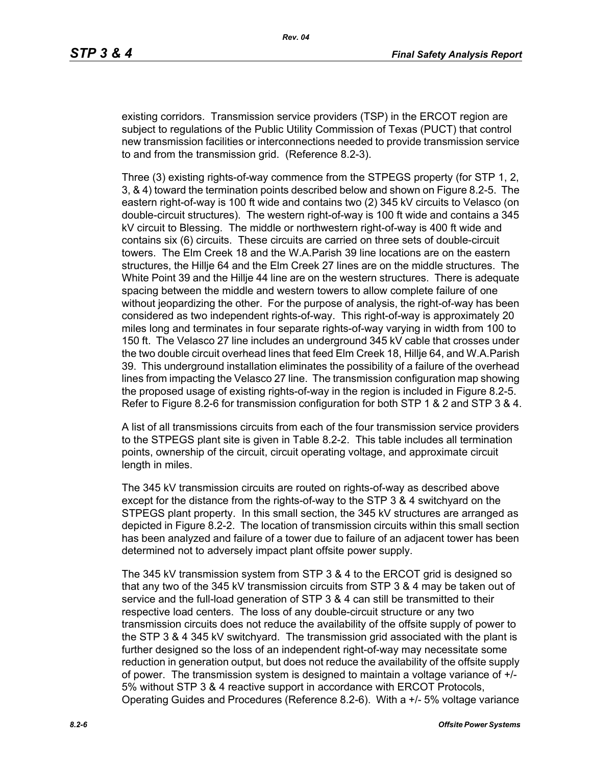existing corridors. Transmission service providers (TSP) in the ERCOT region are subject to regulations of the Public Utility Commission of Texas (PUCT) that control new transmission facilities or interconnections needed to provide transmission service to and from the transmission grid. (Reference 8.2-3).

Three (3) existing rights-of-way commence from the STPEGS property (for STP 1, 2, 3, & 4) toward the termination points described below and shown on Figure 8.2-5. The eastern right-of-way is 100 ft wide and contains two (2) 345 kV circuits to Velasco (on double-circuit structures). The western right-of-way is 100 ft wide and contains a 345 kV circuit to Blessing. The middle or northwestern right-of-way is 400 ft wide and contains six (6) circuits. These circuits are carried on three sets of double-circuit towers. The Elm Creek 18 and the W.A.Parish 39 line locations are on the eastern structures, the Hillje 64 and the Elm Creek 27 lines are on the middle structures. The White Point 39 and the Hillje 44 line are on the western structures. There is adequate spacing between the middle and western towers to allow complete failure of one without jeopardizing the other. For the purpose of analysis, the right-of-way has been considered as two independent rights-of-way. This right-of-way is approximately 20 miles long and terminates in four separate rights-of-way varying in width from 100 to 150 ft. The Velasco 27 line includes an underground 345 kV cable that crosses under the two double circuit overhead lines that feed Elm Creek 18, Hillje 64, and W.A.Parish 39. This underground installation eliminates the possibility of a failure of the overhead lines from impacting the Velasco 27 line. The transmission configuration map showing the proposed usage of existing rights-of-way in the region is included in Figure 8.2-5. Refer to Figure 8.2-6 for transmission configuration for both STP 1 & 2 and STP 3 & 4.

A list of all transmissions circuits from each of the four transmission service providers to the STPEGS plant site is given in Table 8.2-2. This table includes all termination points, ownership of the circuit, circuit operating voltage, and approximate circuit length in miles.

The 345 kV transmission circuits are routed on rights-of-way as described above except for the distance from the rights-of-way to the STP 3 & 4 switchyard on the STPEGS plant property. In this small section, the 345 kV structures are arranged as depicted in Figure 8.2-2. The location of transmission circuits within this small section has been analyzed and failure of a tower due to failure of an adjacent tower has been determined not to adversely impact plant offsite power supply.

The 345 kV transmission system from STP 3 & 4 to the ERCOT grid is designed so that any two of the 345 kV transmission circuits from STP 3 & 4 may be taken out of service and the full-load generation of STP 3 & 4 can still be transmitted to their respective load centers. The loss of any double-circuit structure or any two transmission circuits does not reduce the availability of the offsite supply of power to the STP 3 & 4 345 kV switchyard. The transmission grid associated with the plant is further designed so the loss of an independent right-of-way may necessitate some reduction in generation output, but does not reduce the availability of the offsite supply of power. The transmission system is designed to maintain a voltage variance of +/- 5% without STP 3 & 4 reactive support in accordance with ERCOT Protocols, Operating Guides and Procedures (Reference 8.2-6). With a +/- 5% voltage variance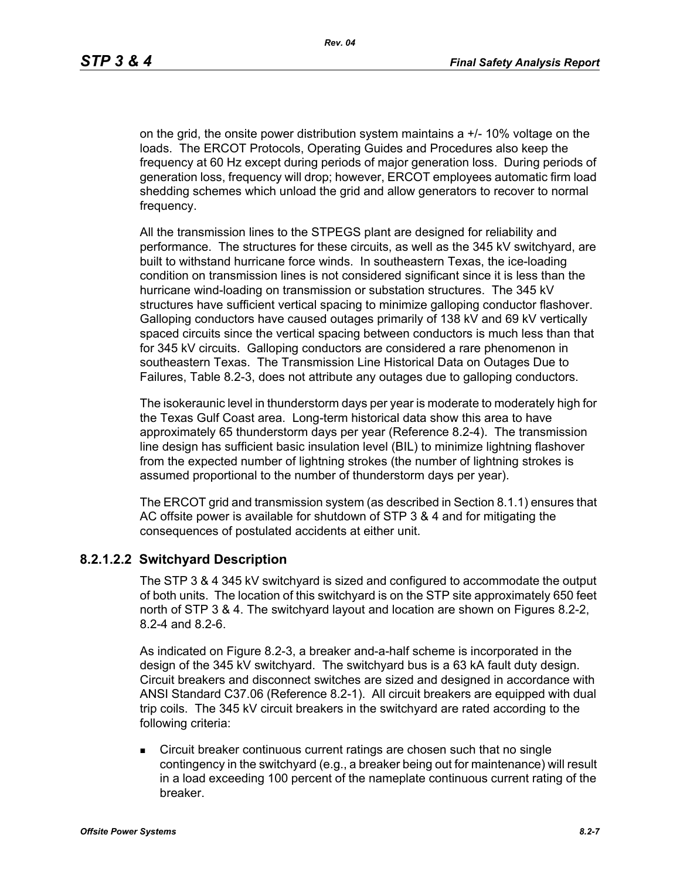on the grid, the onsite power distribution system maintains a +/- 10% voltage on the loads. The ERCOT Protocols, Operating Guides and Procedures also keep the frequency at 60 Hz except during periods of major generation loss. During periods of generation loss, frequency will drop; however, ERCOT employees automatic firm load shedding schemes which unload the grid and allow generators to recover to normal frequency.

All the transmission lines to the STPEGS plant are designed for reliability and performance. The structures for these circuits, as well as the 345 kV switchyard, are built to withstand hurricane force winds. In southeastern Texas, the ice-loading condition on transmission lines is not considered significant since it is less than the hurricane wind-loading on transmission or substation structures. The 345 kV structures have sufficient vertical spacing to minimize galloping conductor flashover. Galloping conductors have caused outages primarily of 138 kV and 69 kV vertically spaced circuits since the vertical spacing between conductors is much less than that for 345 kV circuits. Galloping conductors are considered a rare phenomenon in southeastern Texas. The Transmission Line Historical Data on Outages Due to Failures, Table 8.2-3, does not attribute any outages due to galloping conductors.

The isokeraunic level in thunderstorm days per year is moderate to moderately high for the Texas Gulf Coast area. Long-term historical data show this area to have approximately 65 thunderstorm days per year (Reference 8.2-4). The transmission line design has sufficient basic insulation level (BIL) to minimize lightning flashover from the expected number of lightning strokes (the number of lightning strokes is assumed proportional to the number of thunderstorm days per year).

The ERCOT grid and transmission system (as described in Section 8.1.1) ensures that AC offsite power is available for shutdown of STP 3 & 4 and for mitigating the consequences of postulated accidents at either unit.

### 8.2.1.2.2 Switchyard Description

The STP 3 & 4 345 kV switchyard is sized and configured to accommodate the output of both units. The location of this switchyard is on the STP site approximately 650 feet north of STP 3 & 4. The switchyard layout and location are shown on Figures 8.2-2, 8.2-4 and 8.2-6.

As indicated on Figure 8.2-3, a breaker and-a-half scheme is incorporated in the design of the 345 kV switchyard. The switchyard bus is a 63 kA fault duty design. Circuit breakers and disconnect switches are sized and designed in accordance with ANSI Standard C37.06 (Reference 8.2-1). All circuit breakers are equipped with dual trip coils. The 345 kV circuit breakers in the switchyard are rated according to the following criteria:

- Circuit breaker continuous current ratings are chosen such that no single contingency in the switchyard (e.g., a breaker being out for maintenance) will result in a load exceeding 100 percent of the nameplate continuous current rating of the breaker.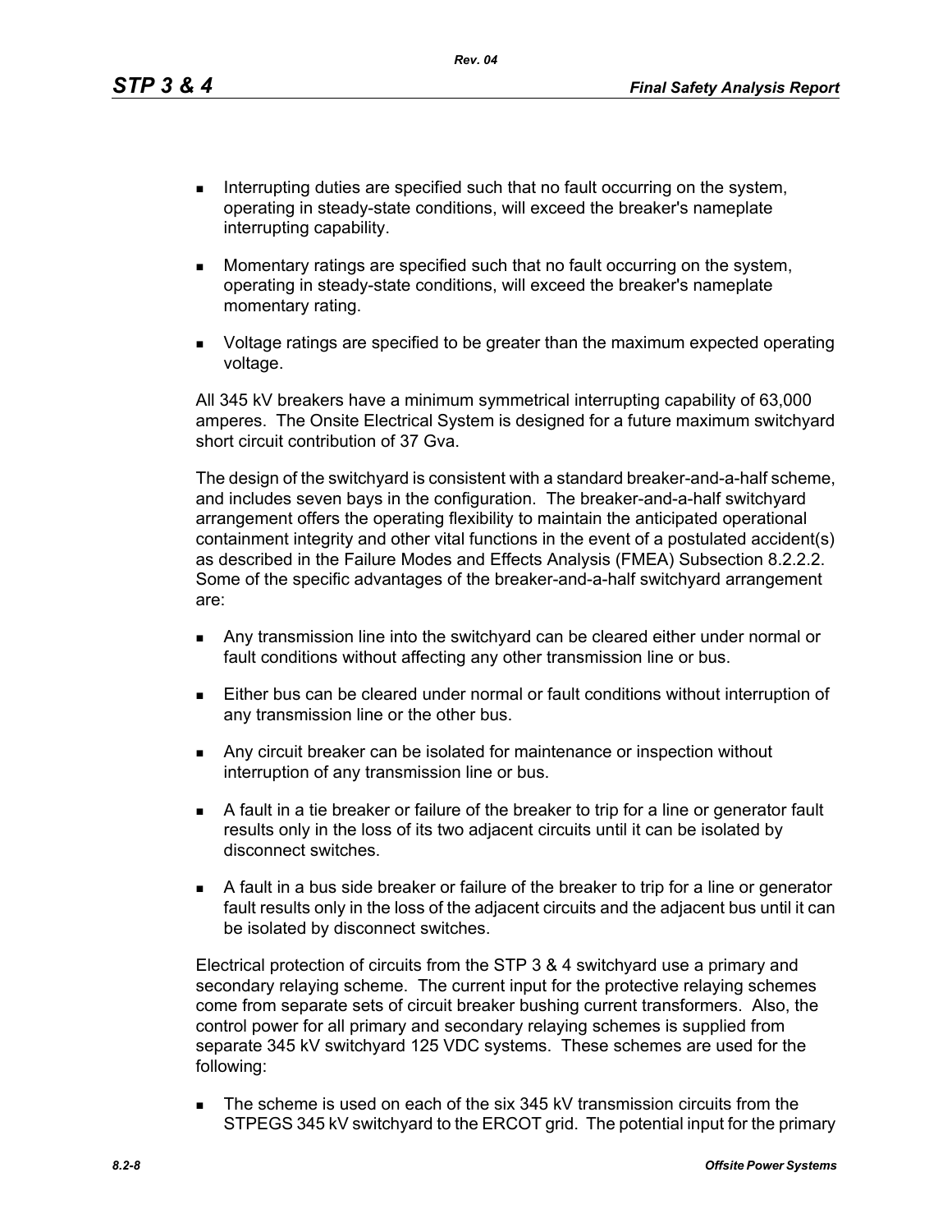- Interrupting duties are specified such that no fault occurring on the system, operating in steady-state conditions, will exceed the breaker's nameplate interrupting capability.
- Momentary ratings are specified such that no fault occurring on the system, operating in steady-state conditions, will exceed the breaker's nameplate momentary rating.
- Voltage ratings are specified to be greater than the maximum expected operating voltage.

All 345 kV breakers have a minimum symmetrical interrupting capability of 63,000 amperes. The Onsite Electrical System is designed for a future maximum switchyard short circuit contribution of 37 Gva.

The design of the switchyard is consistent with a standard breaker-and-a-half scheme, and includes seven bays in the configuration. The breaker-and-a-half switchyard arrangement offers the operating flexibility to maintain the anticipated operational containment integrity and other vital functions in the event of a postulated accident(s) as described in the Failure Modes and Effects Analysis (FMEA) Subsection 8.2.2.2. Some of the specific advantages of the breaker-and-a-half switchyard arrangement are:

- Any transmission line into the switchyard can be cleared either under normal or fault conditions without affecting any other transmission line or bus.
- Either bus can be cleared under normal or fault conditions without interruption of any transmission line or the other bus.
- Any circuit breaker can be isolated for maintenance or inspection without interruption of any transmission line or bus.
- A fault in a tie breaker or failure of the breaker to trip for a line or generator fault results only in the loss of its two adjacent circuits until it can be isolated by disconnect switches.
- A fault in a bus side breaker or failure of the breaker to trip for a line or generator fault results only in the loss of the adjacent circuits and the adjacent bus until it can be isolated by disconnect switches.

Electrical protection of circuits from the STP 3 & 4 switchyard use a primary and secondary relaying scheme. The current input for the protective relaying schemes come from separate sets of circuit breaker bushing current transformers. Also, the control power for all primary and secondary relaying schemes is supplied from separate 345 kV switchyard 125 VDC systems. These schemes are used for the following:

- The scheme is used on each of the six 345 kV transmission circuits from the STPEGS 345 kV switchyard to the ERCOT grid. The potential input for the primary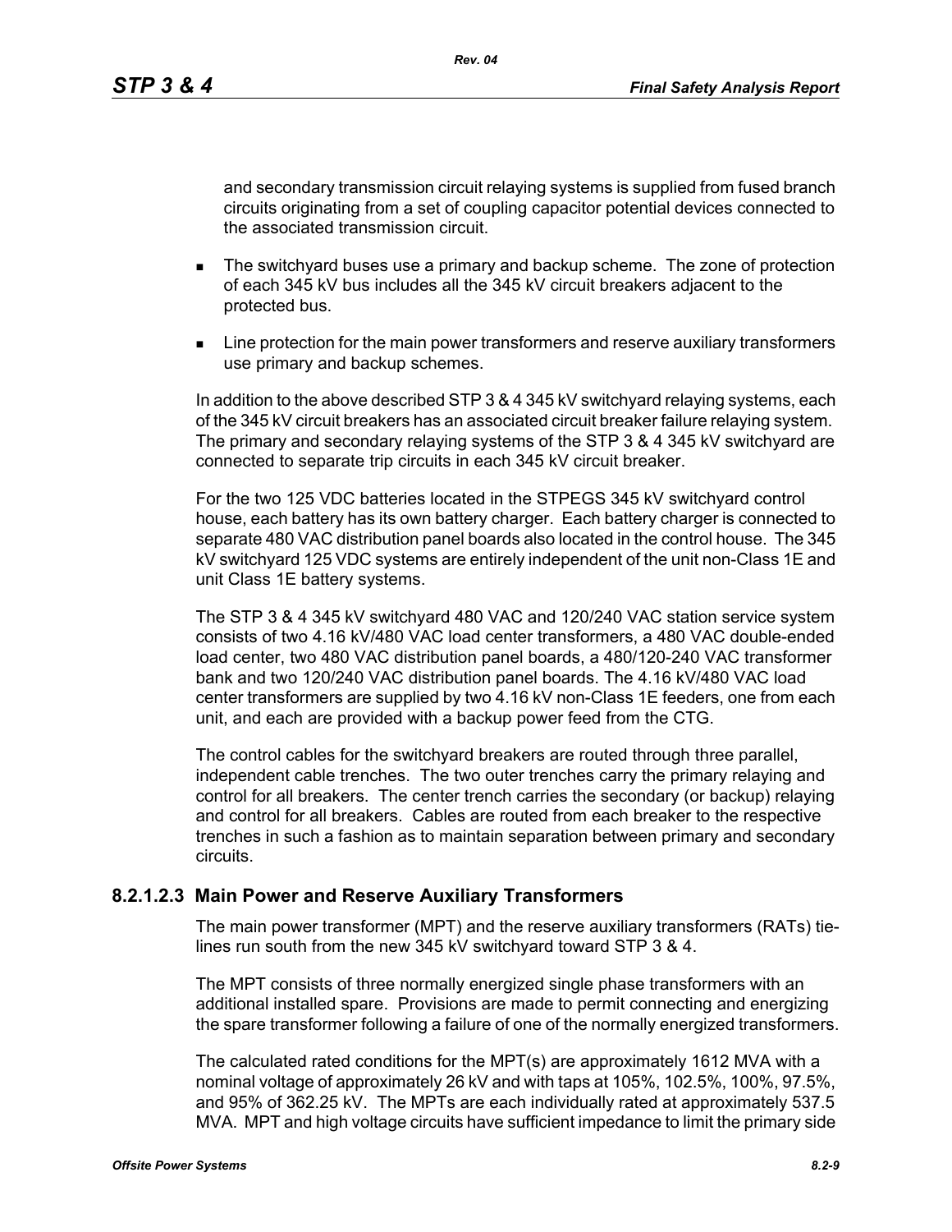and secondary transmission circuit relaying systems is supplied from fused branch circuits originating from a set of coupling capacitor potential devices connected to the associated transmission circuit.

- The switchyard buses use a primary and backup scheme. The zone of protection of each 345 kV bus includes all the 345 kV circuit breakers adjacent to the protected bus.
- Line protection for the main power transformers and reserve auxiliary transformers use primary and backup schemes.

In addition to the above described STP 3 & 4 345 kV switchyard relaying systems, each of the 345 kV circuit breakers has an associated circuit breaker failure relaying system. The primary and secondary relaying systems of the STP 3 & 4 345 kV switchyard are connected to separate trip circuits in each 345 kV circuit breaker.

For the two 125 VDC batteries located in the STPEGS 345 kV switchyard control house, each battery has its own battery charger. Each battery charger is connected to separate 480 VAC distribution panel boards also located in the control house. The 345 kV switchyard 125 VDC systems are entirely independent of the unit non-Class 1E and unit Class 1E battery systems.

The STP 3 & 4 345 kV switchyard 480 VAC and 120/240 VAC station service system consists of two 4.16 kV/480 VAC load center transformers, a 480 VAC double-ended load center, two 480 VAC distribution panel boards, a 480/120-240 VAC transformer bank and two 120/240 VAC distribution panel boards. The 4.16 kV/480 VAC load center transformers are supplied by two 4.16 kV non-Class 1E feeders, one from each unit, and each are provided with a backup power feed from the CTG.

The control cables for the switchyard breakers are routed through three parallel, independent cable trenches. The two outer trenches carry the primary relaying and control for all breakers. The center trench carries the secondary (or backup) relaying and control for all breakers. Cables are routed from each breaker to the respective trenches in such a fashion as to maintain separation between primary and secondary circuits.

#### 8.2.1.2.3 Main Power and Reserve Auxiliary Transformers

The main power transformer (MPT) and the reserve auxiliary transformers (RATs) tie-lines run south from the new 345 kV switchyard toward STP 3 & 4.

The MPT consists of three normally energized single phase transformers with an additional installed spare. Provisions are made to permit connecting and energizing the spare transformer following a failure of one of the normally energized transformers.

The calculated rated conditions for the MPT(s) are approximately 1612 MVA with a nominal voltage of approximately 26 kV and with taps at 105%, 102.5%, 100%, 97.5%, and 95% of 362.25 kV. The MPTs are each individually rated at approximately 537.5 MVA. MPT and high voltage circuits have sufficient impedance to limit the primary side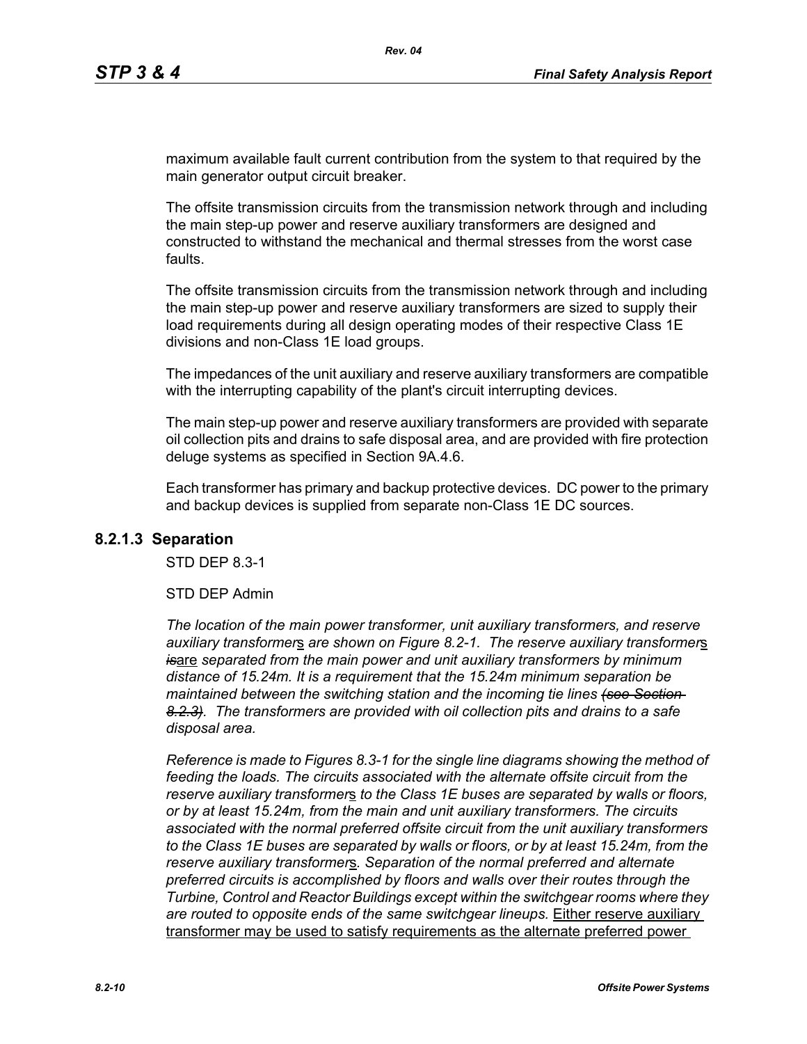maximum available fault current contribution from the system to that required by the main generator output circuit breaker.

The offsite transmission circuits from the transmission network through and including the main step-up power and reserve auxiliary transformers are designed and constructed to withstand the mechanical and thermal stresses from the worst case faults.

The offsite transmission circuits from the transmission network through and including the main step-up power and reserve auxiliary transformers are sized to supply their load requirements during all design operating modes of their respective Class 1E divisions and non-Class 1E load groups.

The impedances of the unit auxiliary and reserve auxiliary transformers are compatible with the interrupting capability of the plant's circuit interrupting devices.

The main step-up power and reserve auxiliary transformers are provided with separate oil collection pits and drains to safe disposal area, and are provided with fire protection deluge systems as specified in Section 9A.4.6.

Each transformer has primary and backup protective devices. DC power to the primary and backup devices is supplied from separate non-Class 1E DC sources.

### 8.2.1.3 Separation

STD DEP 8.3-1

STD DEP Admin

*The location of the main power transformer, unit auxiliary transformers, and reserve auxiliary transformer*s *are shown on Figure 8.2-1. The reserve auxiliary transformer*s ~~*is*~~are *separated from the main power and unit auxiliary transformers by minimum distance of 15.24m. It is a requirement that the 15.24m minimum separation be maintained between the switching station and the incoming tie lines* ~~*(see Section 8.2.3)*~~*. The transformers are provided with oil collection pits and drains to a safe disposal area.*

*Reference is made to Figures 8.3-1 for the single line diagrams showing the method of feeding the loads. The circuits associated with the alternate offsite circuit from the reserve auxiliary transformer*s *to the Class 1E buses are separated by walls or floors, or by at least 15.24m, from the main and unit auxiliary transformers. The circuits associated with the normal preferred offsite circuit from the unit auxiliary transformers to the Class 1E buses are separated by walls or floors, or by at least 15.24m, from the reserve auxiliary transformer*s*. Separation of the normal preferred and alternate preferred circuits is accomplished by floors and walls over their routes through the Turbine, Control and Reactor Buildings except within the switchgear rooms where they are routed to opposite ends of the same switchgear lineups.* Either reserve auxiliary transformer may be used to satisfy requirements as the alternate preferred power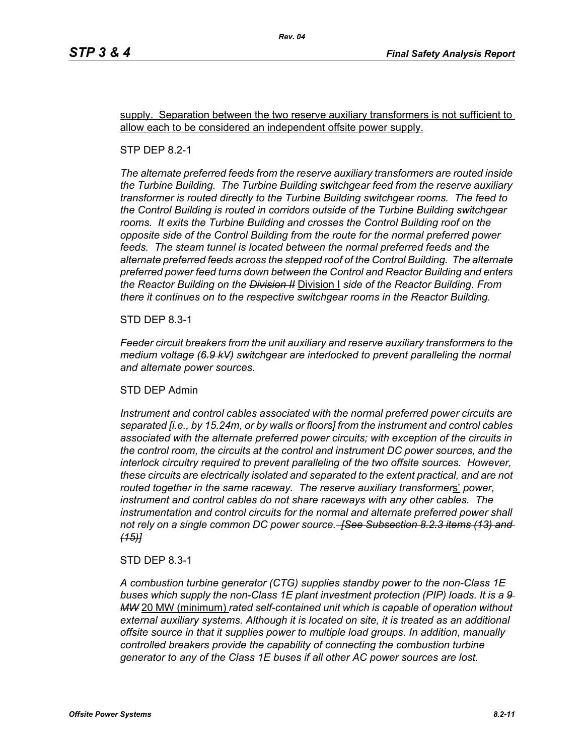supply. Separation between the two reserve auxiliary transformers is not sufficient to allow each to be considered an independent offsite power supply.

STP DEP 8.2-1

*The alternate preferred feeds from the reserve auxiliary transformers are routed inside the Turbine Building. The Turbine Building switchgear feed from the reserve auxiliary transformer is routed directly to the Turbine Building switchgear rooms. The feed to the Control Building is routed in corridors outside of the Turbine Building switchgear rooms. It exits the Turbine Building and crosses the Control Building roof on the opposite side of the Control Building from the route for the normal preferred power feeds. The steam tunnel is located between the normal preferred feeds and the alternate preferred feeds across the stepped roof of the Control Building. The alternate preferred power feed turns down between the Control and Reactor Building and enters the Reactor Building on the ~~Division II~~* Division I *side of the Reactor Building. From there it continues on to the respective switchgear rooms in the Reactor Building.*

STD DEP 8.3-1

*Feeder circuit breakers from the unit auxiliary and reserve auxiliary transformers to the medium voltage ~~(6.9 kV)~~ switchgear are interlocked to prevent paralleling the normal and alternate power sources.*

STD DEP Admin

*Instrument and control cables associated with the normal preferred power circuits are separated [i.e., by 15.24m, or by walls or floors] from the instrument and control cables associated with the alternate preferred power circuits; with exception of the circuits in the control room, the circuits at the control and instrument DC power sources, and the interlock circuitry required to prevent paralleling of the two offsite sources. However, these circuits are electrically isolated and separated to the extent practical, and are not routed together in the same raceway. The reserve auxiliary transformer*s' *power, instrument and control cables do not share raceways with any other cables. The instrumentation and control circuits for the normal and alternate preferred power shall not rely on a single common DC power source. ~~[See Subsection 8.2.3 items (13) and (15)]~~*

STD DEP 8.3-1

*A combustion turbine generator (CTG) supplies standby power to the non-Class 1E buses which supply the non-Class 1E plant investment protection (PIP) loads. It is a ~~9 MW~~* 20 MW (minimum) *rated self-contained unit which is capable of operation without external auxiliary systems. Although it is located on site, it is treated as an additional offsite source in that it supplies power to multiple load groups. In addition, manually controlled breakers provide the capability of connecting the combustion turbine generator to any of the Class 1E buses if all other AC power sources are lost.*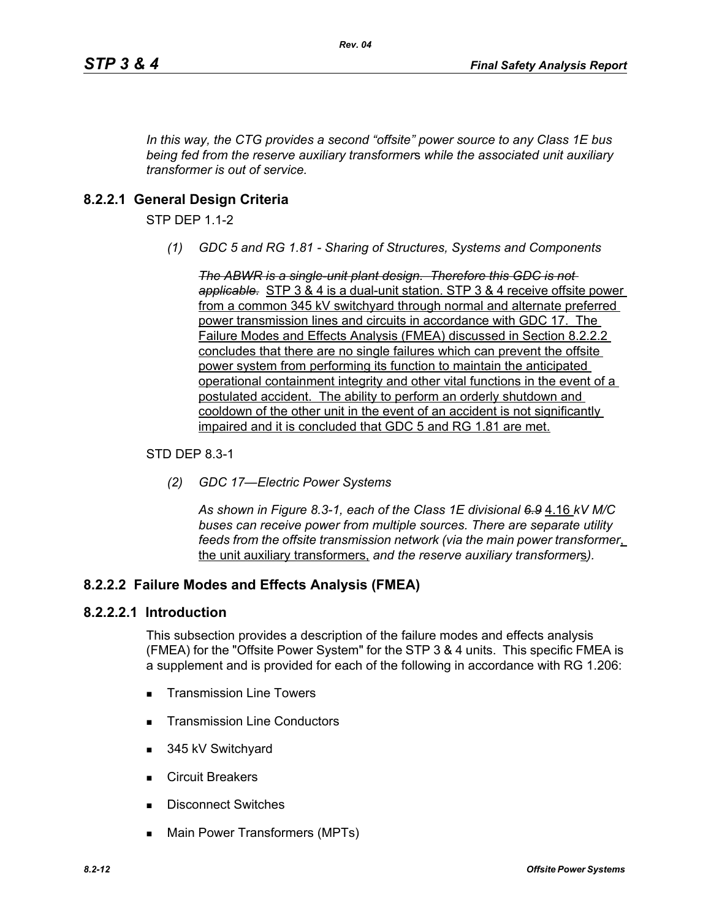*In this way, the CTG provides a second "offsite" power source to any Class 1E bus being fed from the reserve auxiliary transformer*s *while the associated unit auxiliary transformer is out of service.*

## 8.2.2.1 General Design Criteria

STP DEP 1.1-2

*(1) GDC 5 and RG 1.81 - Sharing of Structures, Systems and Components*

~~*The ABWR is a single-unit plant design. Therefore this GDC is not applicable.*~~ STP 3 & 4 is a dual-unit station. STP 3 & 4 receive offsite power from a common 345 kV switchyard through normal and alternate preferred power transmission lines and circuits in accordance with GDC 17. The Failure Modes and Effects Analysis (FMEA) discussed in Section 8.2.2.2 concludes that there are no single failures which can prevent the offsite power system from performing its function to maintain the anticipated operational containment integrity and other vital functions in the event of a postulated accident. The ability to perform an orderly shutdown and cooldown of the other unit in the event of an accident is not significantly impaired and it is concluded that GDC 5 and RG 1.81 are met.

STD DEP 8.3-1

*(2) GDC 17—Electric Power Systems*

*As shown in Figure 8.3-1, each of the Class 1E divisional ~~6.9~~* 4.16 *kV M/C buses can receive power from multiple sources. There are separate utility feeds from the offsite transmission network (via the main power transformer*, the unit auxiliary transformers, *and the reserve auxiliary transformer*s*).*

## 8.2.2.2 Failure Modes and Effects Analysis (FMEA)

### 8.2.2.2.1 Introduction

This subsection provides a description of the failure modes and effects analysis (FMEA) for the "Offsite Power System" for the STP 3 & 4 units. This specific FMEA is a supplement and is provided for each of the following in accordance with RG 1.206:

- Transmission Line Towers
- Transmission Line Conductors
- 345 kV Switchyard
- Circuit Breakers
- Disconnect Switches
- Main Power Transformers (MPTs)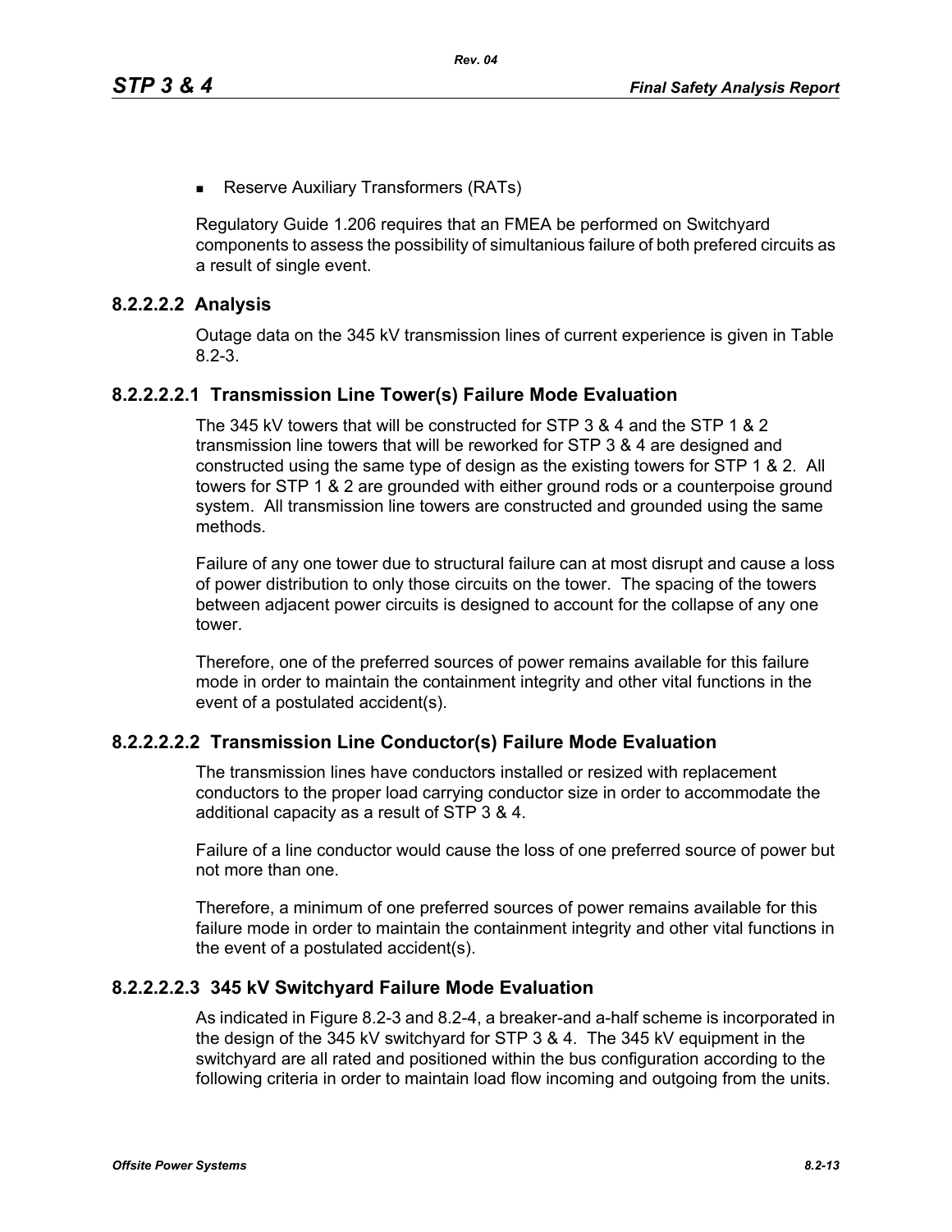- Reserve Auxiliary Transformers (RATs)

Regulatory Guide 1.206 requires that an FMEA be performed on Switchyard components to assess the possibility of simultanious failure of both prefered circuits as a result of single event.

### 8.2.2.2.2 Analysis

Outage data on the 345 kV transmission lines of current experience is given in Table 8.2-3.

#### 8.2.2.2.2.1 Transmission Line Tower(s) Failure Mode Evaluation

The 345 kV towers that will be constructed for STP 3 & 4 and the STP 1 & 2 transmission line towers that will be reworked for STP 3 & 4 are designed and constructed using the same type of design as the existing towers for STP 1 & 2. All towers for STP 1 & 2 are grounded with either ground rods or a counterpoise ground system. All transmission line towers are constructed and grounded using the same methods.

Failure of any one tower due to structural failure can at most disrupt and cause a loss of power distribution to only those circuits on the tower. The spacing of the towers between adjacent power circuits is designed to account for the collapse of any one tower.

Therefore, one of the preferred sources of power remains available for this failure mode in order to maintain the containment integrity and other vital functions in the event of a postulated accident(s).

#### 8.2.2.2.2.2 Transmission Line Conductor(s) Failure Mode Evaluation

The transmission lines have conductors installed or resized with replacement conductors to the proper load carrying conductor size in order to accommodate the additional capacity as a result of STP 3 & 4.

Failure of a line conductor would cause the loss of one preferred source of power but not more than one.

Therefore, a minimum of one preferred sources of power remains available for this failure mode in order to maintain the containment integrity and other vital functions in the event of a postulated accident(s).

#### 8.2.2.2.2.3 345 kV Switchyard Failure Mode Evaluation

As indicated in Figure 8.2-3 and 8.2-4, a breaker-and a-half scheme is incorporated in the design of the 345 kV switchyard for STP 3 & 4. The 345 kV equipment in the switchyard are all rated and positioned within the bus configuration according to the following criteria in order to maintain load flow incoming and outgoing from the units.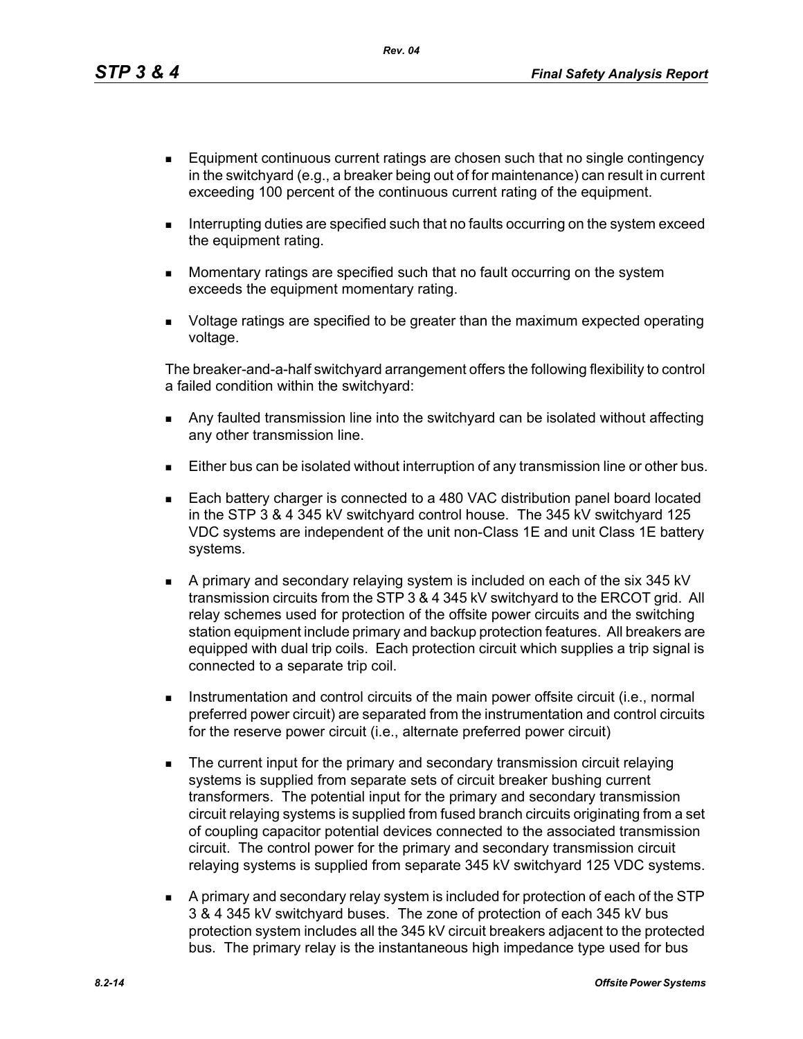- Equipment continuous current ratings are chosen such that no single contingency in the switchyard (e.g., a breaker being out of for maintenance) can result in current exceeding 100 percent of the continuous current rating of the equipment.
- Interrupting duties are specified such that no faults occurring on the system exceed the equipment rating.
- Momentary ratings are specified such that no fault occurring on the system exceeds the equipment momentary rating.
- Voltage ratings are specified to be greater than the maximum expected operating voltage.

The breaker-and-a-half switchyard arrangement offers the following flexibility to control a failed condition within the switchyard:

- Any faulted transmission line into the switchyard can be isolated without affecting any other transmission line.
- Either bus can be isolated without interruption of any transmission line or other bus.
- Each battery charger is connected to a 480 VAC distribution panel board located in the STP 3 & 4 345 kV switchyard control house. The 345 kV switchyard 125 VDC systems are independent of the unit non-Class 1E and unit Class 1E battery systems.
- A primary and secondary relaying system is included on each of the six 345 kV transmission circuits from the STP 3 & 4 345 kV switchyard to the ERCOT grid. All relay schemes used for protection of the offsite power circuits and the switching station equipment include primary and backup protection features. All breakers are equipped with dual trip coils. Each protection circuit which supplies a trip signal is connected to a separate trip coil.
- Instrumentation and control circuits of the main power offsite circuit (i.e., normal preferred power circuit) are separated from the instrumentation and control circuits for the reserve power circuit (i.e., alternate preferred power circuit)
- The current input for the primary and secondary transmission circuit relaying systems is supplied from separate sets of circuit breaker bushing current transformers. The potential input for the primary and secondary transmission circuit relaying systems is supplied from fused branch circuits originating from a set of coupling capacitor potential devices connected to the associated transmission circuit. The control power for the primary and secondary transmission circuit relaying systems is supplied from separate 345 kV switchyard 125 VDC systems.
- A primary and secondary relay system is included for protection of each of the STP 3 & 4 345 kV switchyard buses. The zone of protection of each 345 kV bus protection system includes all the 345 kV circuit breakers adjacent to the protected bus. The primary relay is the instantaneous high impedance type used for bus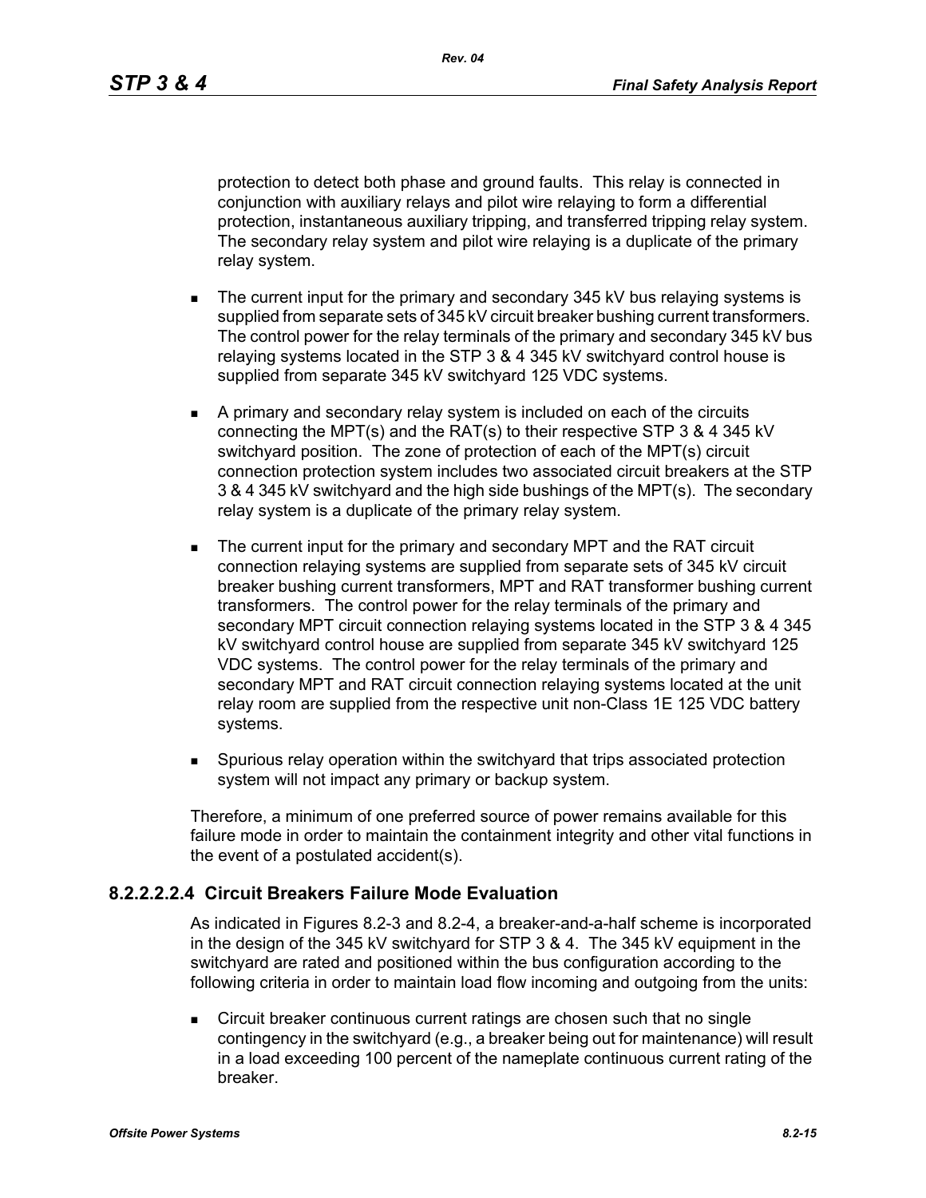protection to detect both phase and ground faults. This relay is connected in conjunction with auxiliary relays and pilot wire relaying to form a differential protection, instantaneous auxiliary tripping, and transferred tripping relay system. The secondary relay system and pilot wire relaying is a duplicate of the primary relay system.

- The current input for the primary and secondary 345 kV bus relaying systems is supplied from separate sets of 345 kV circuit breaker bushing current transformers. The control power for the relay terminals of the primary and secondary 345 kV bus relaying systems located in the STP 3 & 4 345 kV switchyard control house is supplied from separate 345 kV switchyard 125 VDC systems.

- A primary and secondary relay system is included on each of the circuits connecting the MPT(s) and the RAT(s) to their respective STP 3 & 4 345 kV switchyard position. The zone of protection of each of the MPT(s) circuit connection protection system includes two associated circuit breakers at the STP 3 & 4 345 kV switchyard and the high side bushings of the MPT(s). The secondary relay system is a duplicate of the primary relay system.

- The current input for the primary and secondary MPT and the RAT circuit connection relaying systems are supplied from separate sets of 345 kV circuit breaker bushing current transformers, MPT and RAT transformer bushing current transformers. The control power for the relay terminals of the primary and secondary MPT circuit connection relaying systems located in the STP 3 & 4 345 kV switchyard control house are supplied from separate 345 kV switchyard 125 VDC systems. The control power for the relay terminals of the primary and secondary MPT and RAT circuit connection relaying systems located at the unit relay room are supplied from the respective unit non-Class 1E 125 VDC battery systems.

- Spurious relay operation within the switchyard that trips associated protection system will not impact any primary or backup system.

Therefore, a minimum of one preferred source of power remains available for this failure mode in order to maintain the containment integrity and other vital functions in the event of a postulated accident(s).

### 8.2.2.2.2.4 Circuit Breakers Failure Mode Evaluation

As indicated in Figures 8.2-3 and 8.2-4, a breaker-and-a-half scheme is incorporated in the design of the 345 kV switchyard for STP 3 & 4. The 345 kV equipment in the switchyard are rated and positioned within the bus configuration according to the following criteria in order to maintain load flow incoming and outgoing from the units:

- Circuit breaker continuous current ratings are chosen such that no single contingency in the switchyard (e.g., a breaker being out for maintenance) will result in a load exceeding 100 percent of the nameplate continuous current rating of the breaker.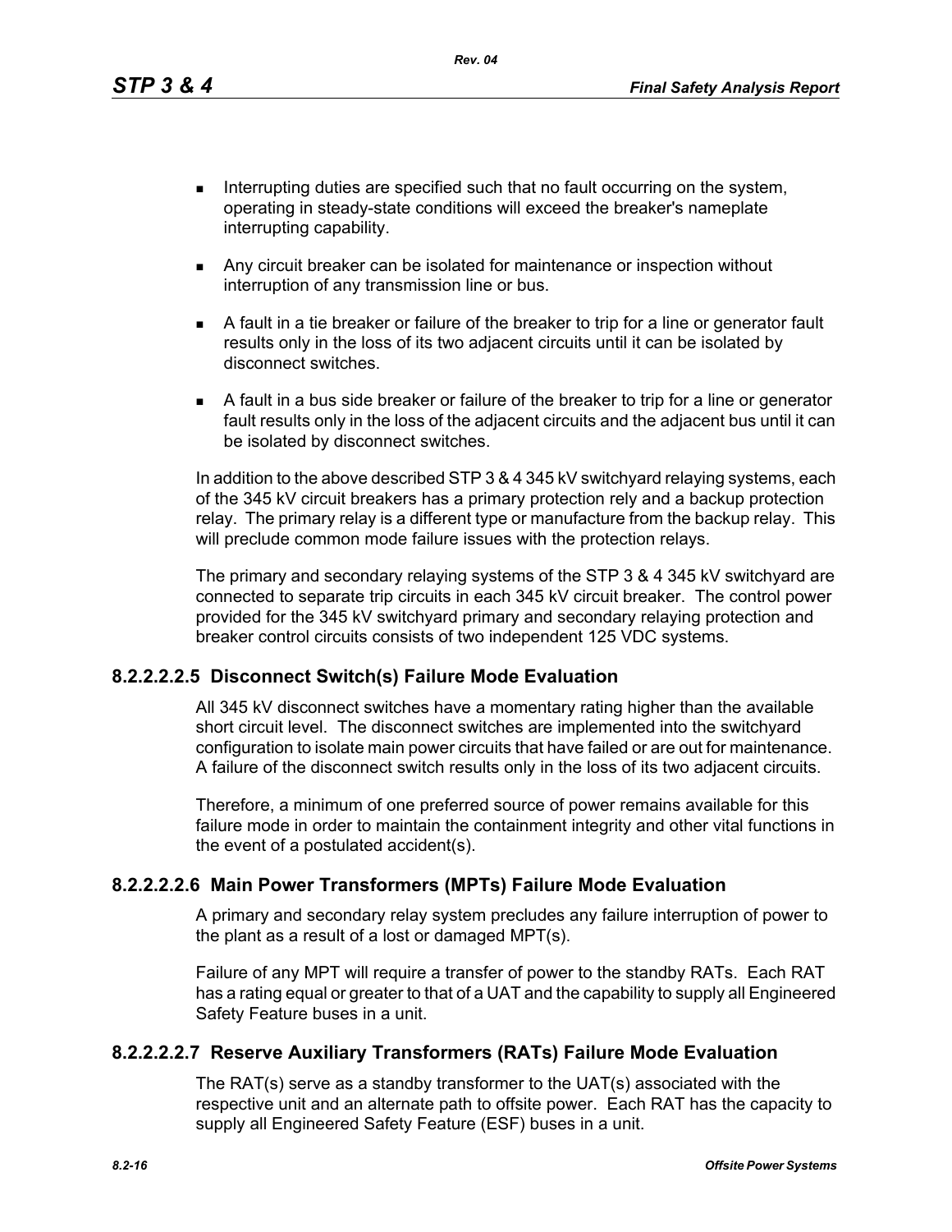- Interrupting duties are specified such that no fault occurring on the system, operating in steady-state conditions will exceed the breaker's nameplate interrupting capability.
- Any circuit breaker can be isolated for maintenance or inspection without interruption of any transmission line or bus.
- A fault in a tie breaker or failure of the breaker to trip for a line or generator fault results only in the loss of its two adjacent circuits until it can be isolated by disconnect switches.
- A fault in a bus side breaker or failure of the breaker to trip for a line or generator fault results only in the loss of the adjacent circuits and the adjacent bus until it can be isolated by disconnect switches.

In addition to the above described STP 3 & 4 345 kV switchyard relaying systems, each of the 345 kV circuit breakers has a primary protection rely and a backup protection relay. The primary relay is a different type or manufacture from the backup relay. This will preclude common mode failure issues with the protection relays.

The primary and secondary relaying systems of the STP 3 & 4 345 kV switchyard are connected to separate trip circuits in each 345 kV circuit breaker. The control power provided for the 345 kV switchyard primary and secondary relaying protection and breaker control circuits consists of two independent 125 VDC systems.

### 8.2.2.2.2.5 Disconnect Switch(s) Failure Mode Evaluation

All 345 kV disconnect switches have a momentary rating higher than the available short circuit level. The disconnect switches are implemented into the switchyard configuration to isolate main power circuits that have failed or are out for maintenance. A failure of the disconnect switch results only in the loss of its two adjacent circuits.

Therefore, a minimum of one preferred source of power remains available for this failure mode in order to maintain the containment integrity and other vital functions in the event of a postulated accident(s).

### 8.2.2.2.2.6 Main Power Transformers (MPTs) Failure Mode Evaluation

A primary and secondary relay system precludes any failure interruption of power to the plant as a result of a lost or damaged MPT(s).

Failure of any MPT will require a transfer of power to the standby RATs. Each RAT has a rating equal or greater to that of a UAT and the capability to supply all Engineered Safety Feature buses in a unit.

### 8.2.2.2.2.7 Reserve Auxiliary Transformers (RATs) Failure Mode Evaluation

The RAT(s) serve as a standby transformer to the UAT(s) associated with the respective unit and an alternate path to offsite power. Each RAT has the capacity to supply all Engineered Safety Feature (ESF) buses in a unit.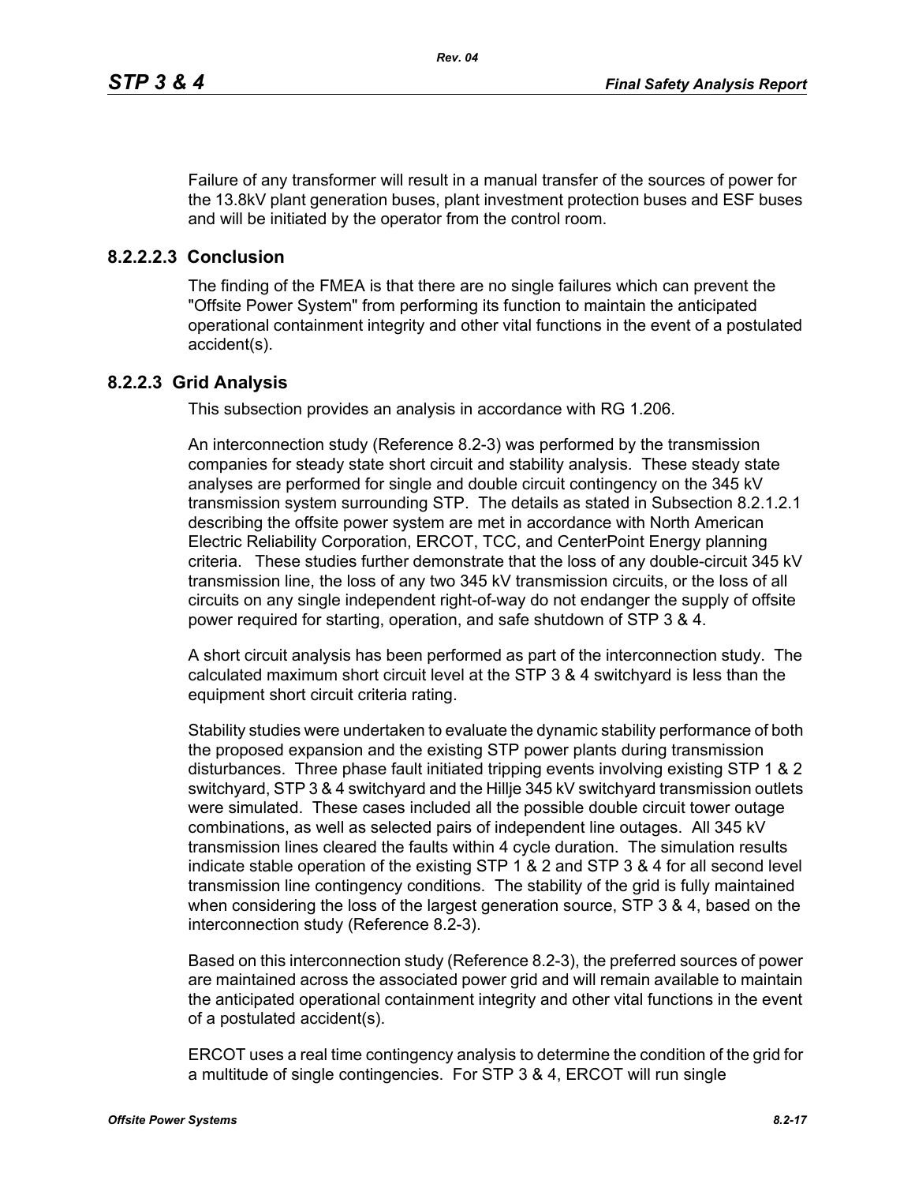Failure of any transformer will result in a manual transfer of the sources of power for the 13.8kV plant generation buses, plant investment protection buses and ESF buses and will be initiated by the operator from the control room.

#### 8.2.2.2.3 Conclusion

The finding of the FMEA is that there are no single failures which can prevent the "Offsite Power System" from performing its function to maintain the anticipated operational containment integrity and other vital functions in the event of a postulated accident(s).

### 8.2.2.3 Grid Analysis

This subsection provides an analysis in accordance with RG 1.206.

An interconnection study (Reference 8.2-3) was performed by the transmission companies for steady state short circuit and stability analysis. These steady state analyses are performed for single and double circuit contingency on the 345 kV transmission system surrounding STP. The details as stated in Subsection 8.2.1.2.1 describing the offsite power system are met in accordance with North American Electric Reliability Corporation, ERCOT, TCC, and CenterPoint Energy planning criteria. These studies further demonstrate that the loss of any double-circuit 345 kV transmission line, the loss of any two 345 kV transmission circuits, or the loss of all circuits on any single independent right-of-way do not endanger the supply of offsite power required for starting, operation, and safe shutdown of STP 3 & 4.

A short circuit analysis has been performed as part of the interconnection study. The calculated maximum short circuit level at the STP 3 & 4 switchyard is less than the equipment short circuit criteria rating.

Stability studies were undertaken to evaluate the dynamic stability performance of both the proposed expansion and the existing STP power plants during transmission disturbances. Three phase fault initiated tripping events involving existing STP 1 & 2 switchyard, STP 3 & 4 switchyard and the Hillje 345 kV switchyard transmission outlets were simulated. These cases included all the possible double circuit tower outage combinations, as well as selected pairs of independent line outages. All 345 kV transmission lines cleared the faults within 4 cycle duration. The simulation results indicate stable operation of the existing STP 1 & 2 and STP 3 & 4 for all second level transmission line contingency conditions. The stability of the grid is fully maintained when considering the loss of the largest generation source, STP 3 & 4, based on the interconnection study (Reference 8.2-3).

Based on this interconnection study (Reference 8.2-3), the preferred sources of power are maintained across the associated power grid and will remain available to maintain the anticipated operational containment integrity and other vital functions in the event of a postulated accident(s).

ERCOT uses a real time contingency analysis to determine the condition of the grid for a multitude of single contingencies. For STP 3 & 4, ERCOT will run single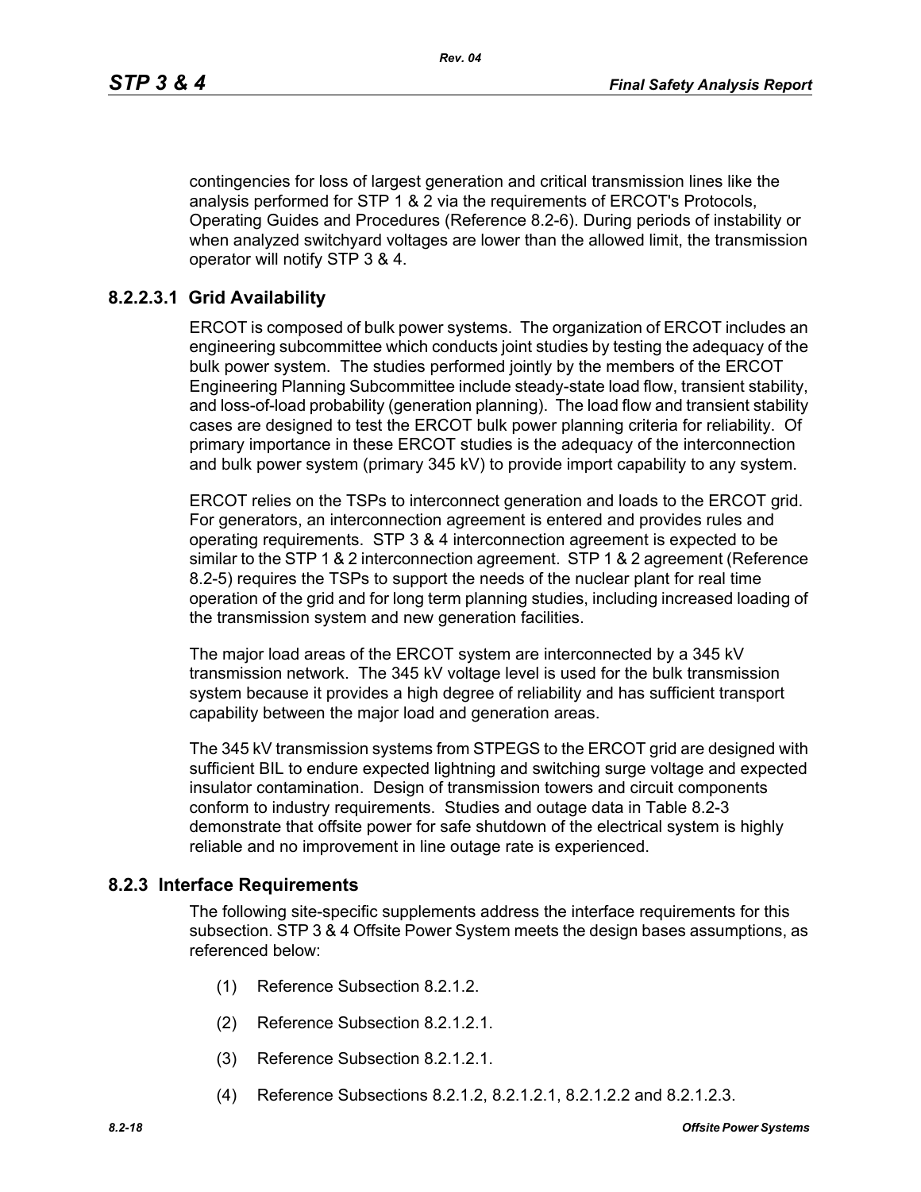contingencies for loss of largest generation and critical transmission lines like the analysis performed for STP 1 & 2 via the requirements of ERCOT's Protocols, Operating Guides and Procedures (Reference 8.2-6). During periods of instability or when analyzed switchyard voltages are lower than the allowed limit, the transmission operator will notify STP 3 & 4.

#### 8.2.2.3.1 Grid Availability

ERCOT is composed of bulk power systems. The organization of ERCOT includes an engineering subcommittee which conducts joint studies by testing the adequacy of the bulk power system. The studies performed jointly by the members of the ERCOT Engineering Planning Subcommittee include steady-state load flow, transient stability, and loss-of-load probability (generation planning). The load flow and transient stability cases are designed to test the ERCOT bulk power planning criteria for reliability. Of primary importance in these ERCOT studies is the adequacy of the interconnection and bulk power system (primary 345 kV) to provide import capability to any system.

ERCOT relies on the TSPs to interconnect generation and loads to the ERCOT grid. For generators, an interconnection agreement is entered and provides rules and operating requirements. STP 3 & 4 interconnection agreement is expected to be similar to the STP 1 & 2 interconnection agreement. STP 1 & 2 agreement (Reference 8.2-5) requires the TSPs to support the needs of the nuclear plant for real time operation of the grid and for long term planning studies, including increased loading of the transmission system and new generation facilities.

The major load areas of the ERCOT system are interconnected by a 345 kV transmission network. The 345 kV voltage level is used for the bulk transmission system because it provides a high degree of reliability and has sufficient transport capability between the major load and generation areas.

The 345 kV transmission systems from STPEGS to the ERCOT grid are designed with sufficient BIL to endure expected lightning and switching surge voltage and expected insulator contamination. Design of transmission towers and circuit components conform to industry requirements. Studies and outage data in Table 8.2-3 demonstrate that offsite power for safe shutdown of the electrical system is highly reliable and no improvement in line outage rate is experienced.

### 8.2.3 Interface Requirements

The following site-specific supplements address the interface requirements for this subsection. STP 3 & 4 Offsite Power System meets the design bases assumptions, as referenced below:

(1) Reference Subsection 8.2.1.2.

(2) Reference Subsection 8.2.1.2.1.

(3) Reference Subsection 8.2.1.2.1.

(4) Reference Subsections 8.2.1.2, 8.2.1.2.1, 8.2.1.2.2 and 8.2.1.2.3.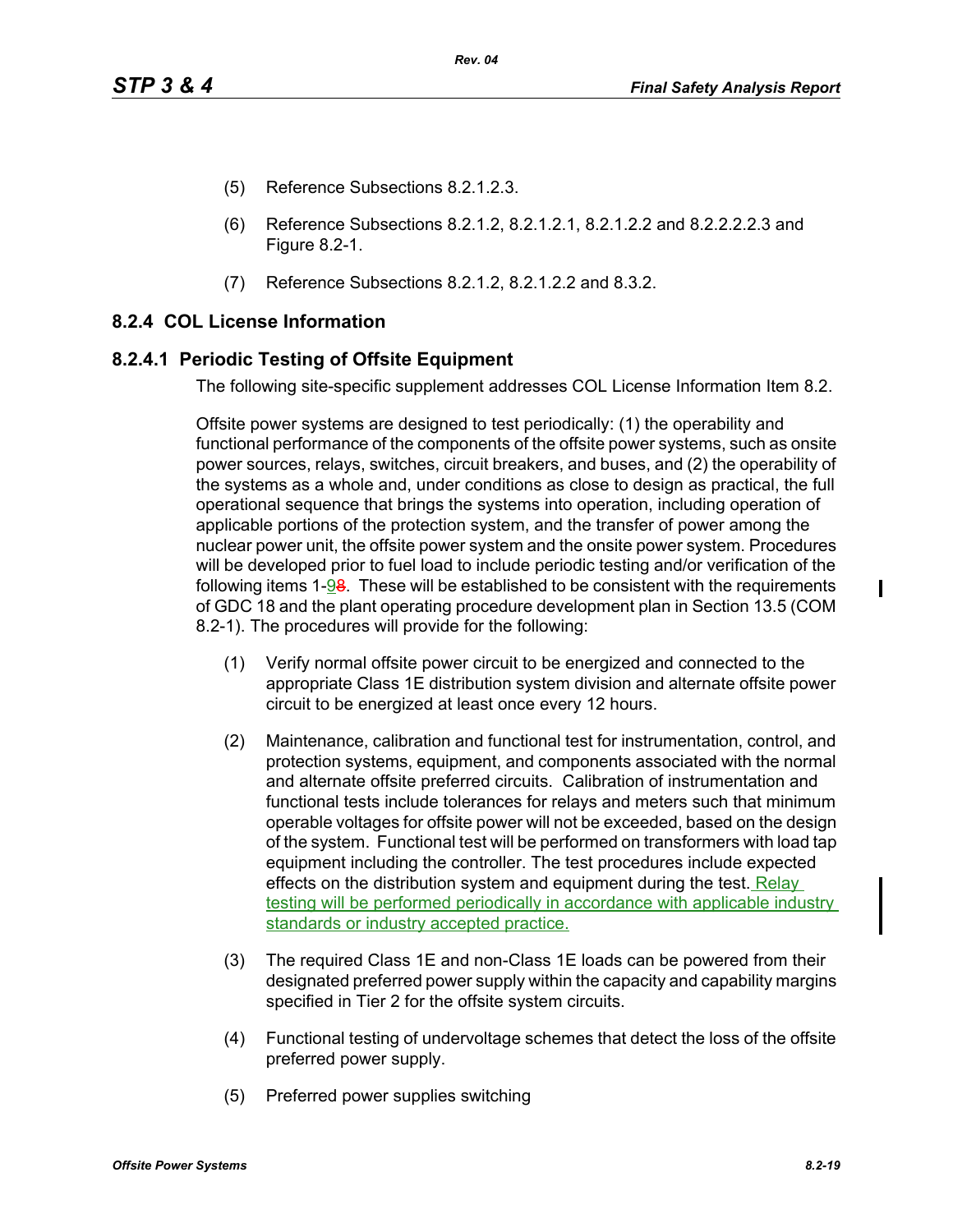(5) Reference Subsections 8.2.1.2.3.

(6) Reference Subsections 8.2.1.2, 8.2.1.2.1, 8.2.1.2.2 and 8.2.2.2.2.3 and Figure 8.2-1.

(7) Reference Subsections 8.2.1.2, 8.2.1.2.2 and 8.3.2.

### 8.2.4 COL License Information

### 8.2.4.1 Periodic Testing of Offsite Equipment

The following site-specific supplement addresses COL License Information Item 8.2.

Offsite power systems are designed to test periodically: (1) the operability and functional performance of the components of the offsite power systems, such as onsite power sources, relays, switches, circuit breakers, and buses, and (2) the operability of the systems as a whole and, under conditions as close to design as practical, the full operational sequence that brings the systems into operation, including operation of applicable portions of the protection system, and the transfer of power among the nuclear power unit, the offsite power system and the onsite power system. Procedures will be developed prior to fuel load to include periodic testing and/or verification of the following items 1-98. These will be established to be consistent with the requirements of GDC 18 and the plant operating procedure development plan in Section 13.5 (COM 8.2-1). The procedures will provide for the following:

(1) Verify normal offsite power circuit to be energized and connected to the appropriate Class 1E distribution system division and alternate offsite power circuit to be energized at least once every 12 hours.

(2) Maintenance, calibration and functional test for instrumentation, control, and protection systems, equipment, and components associated with the normal and alternate offsite preferred circuits. Calibration of instrumentation and functional tests include tolerances for relays and meters such that minimum operable voltages for offsite power will not be exceeded, based on the design of the system. Functional test will be performed on transformers with load tap equipment including the controller. The test procedures include expected effects on the distribution system and equipment during the test. Relay testing will be performed periodically in accordance with applicable industry standards or industry accepted practice.

(3) The required Class 1E and non-Class 1E loads can be powered from their designated preferred power supply within the capacity and capability margins specified in Tier 2 for the offsite system circuits.

(4) Functional testing of undervoltage schemes that detect the loss of the offsite preferred power supply.

(5) Preferred power supplies switching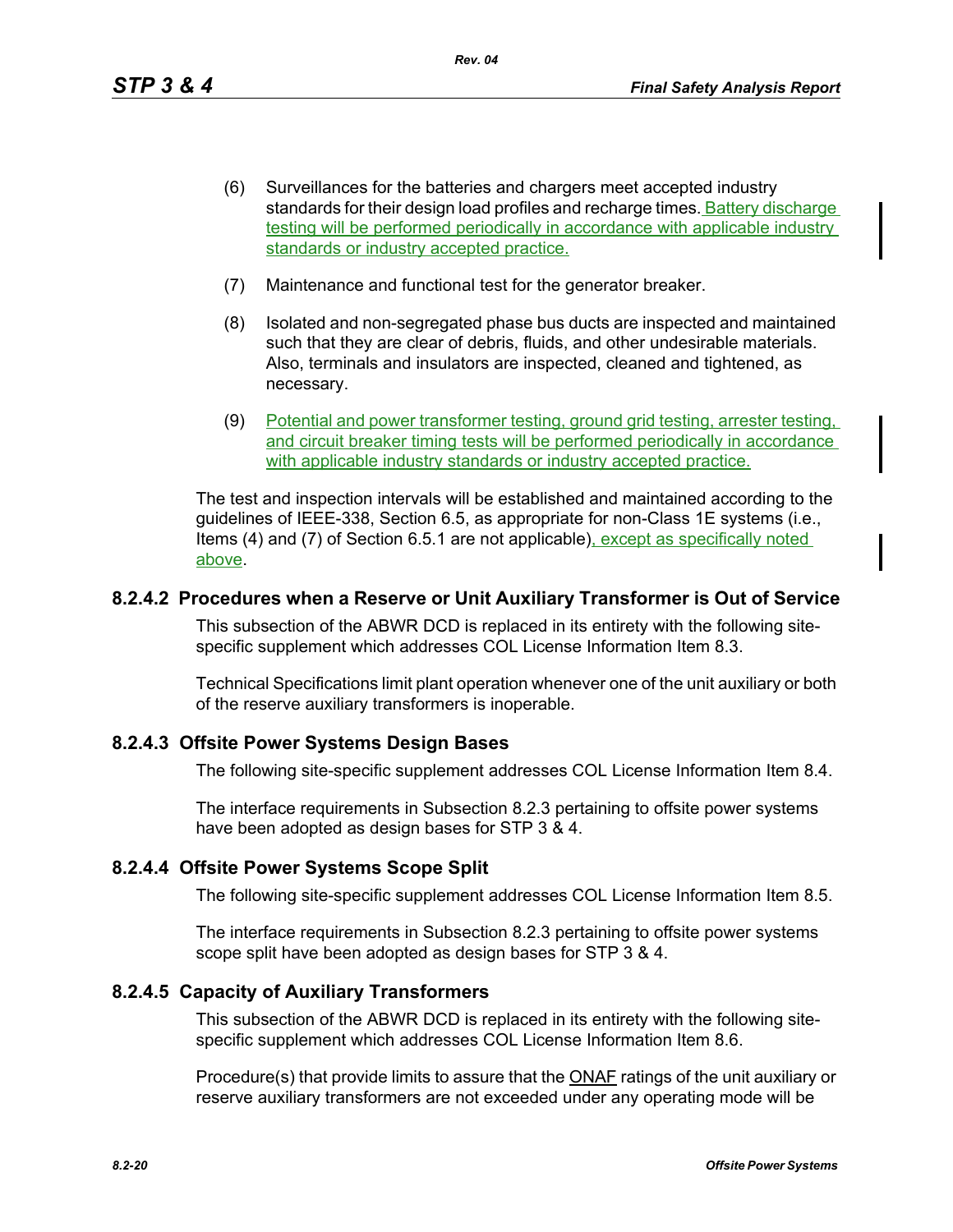(6) Surveillances for the batteries and chargers meet accepted industry standards for their design load profiles and recharge times. Battery discharge testing will be performed periodically in accordance with applicable industry standards or industry accepted practice.

(7) Maintenance and functional test for the generator breaker.

(8) Isolated and non-segregated phase bus ducts are inspected and maintained such that they are clear of debris, fluids, and other undesirable materials. Also, terminals and insulators are inspected, cleaned and tightened, as necessary.

(9) Potential and power transformer testing, ground grid testing, arrester testing, and circuit breaker timing tests will be performed periodically in accordance with applicable industry standards or industry accepted practice.

The test and inspection intervals will be established and maintained according to the guidelines of IEEE-338, Section 6.5, as appropriate for non-Class 1E systems (i.e., Items (4) and (7) of Section 6.5.1 are not applicable), except as specifically noted above.

### 8.2.4.2 Procedures when a Reserve or Unit Auxiliary Transformer is Out of Service

This subsection of the ABWR DCD is replaced in its entirety with the following site-specific supplement which addresses COL License Information Item 8.3.

Technical Specifications limit plant operation whenever one of the unit auxiliary or both of the reserve auxiliary transformers is inoperable.

### 8.2.4.3 Offsite Power Systems Design Bases

The following site-specific supplement addresses COL License Information Item 8.4.

The interface requirements in Subsection 8.2.3 pertaining to offsite power systems have been adopted as design bases for STP 3 & 4.

### 8.2.4.4 Offsite Power Systems Scope Split

The following site-specific supplement addresses COL License Information Item 8.5.

The interface requirements in Subsection 8.2.3 pertaining to offsite power systems scope split have been adopted as design bases for STP 3 & 4.

### 8.2.4.5 Capacity of Auxiliary Transformers

This subsection of the ABWR DCD is replaced in its entirety with the following site-specific supplement which addresses COL License Information Item 8.6.

Procedure(s) that provide limits to assure that the ONAF ratings of the unit auxiliary or reserve auxiliary transformers are not exceeded under any operating mode will be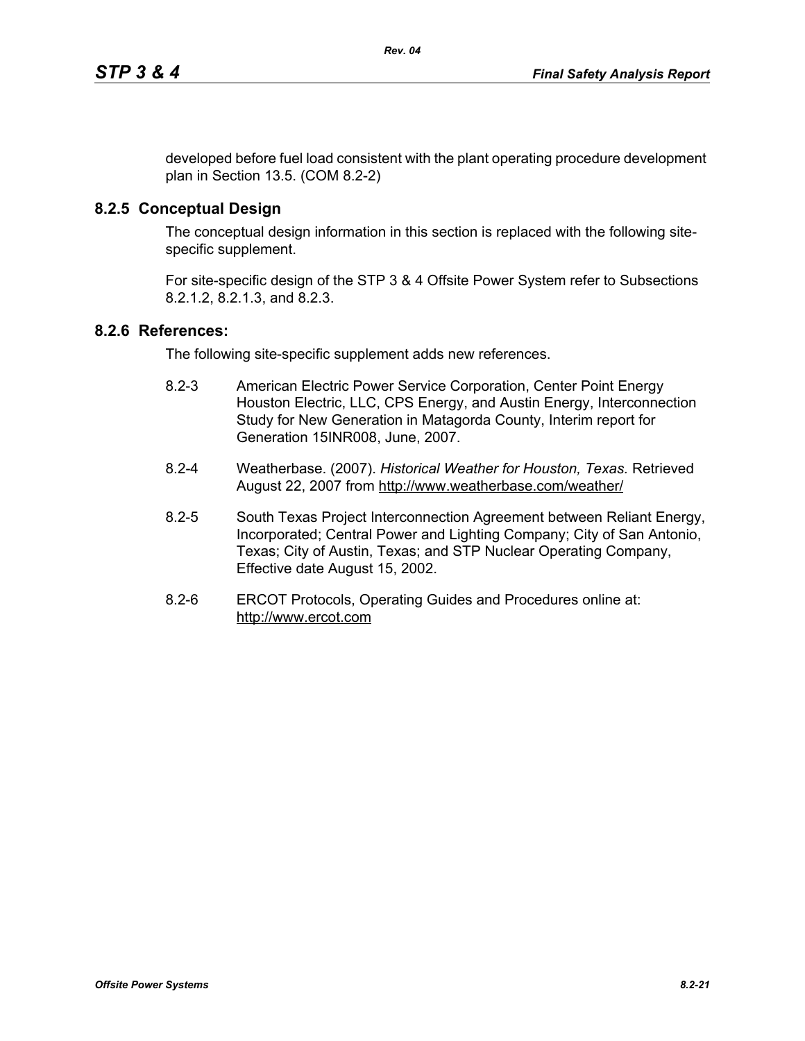developed before fuel load consistent with the plant operating procedure development plan in Section 13.5. (COM 8.2-2)

## 8.2.5 Conceptual Design

The conceptual design information in this section is replaced with the following site-specific supplement.

For site-specific design of the STP 3 & 4 Offsite Power System refer to Subsections 8.2.1.2, 8.2.1.3, and 8.2.3.

## 8.2.6 References:

The following site-specific supplement adds new references.

8.2-3 American Electric Power Service Corporation, Center Point Energy Houston Electric, LLC, CPS Energy, and Austin Energy, Interconnection Study for New Generation in Matagorda County, Interim report for Generation 15INR008, June, 2007.

8.2-4 Weatherbase. (2007). *Historical Weather for Houston, Texas.* Retrieved August 22, 2007 from http://www.weatherbase.com/weather/

8.2-5 South Texas Project Interconnection Agreement between Reliant Energy, Incorporated; Central Power and Lighting Company; City of San Antonio, Texas; City of Austin, Texas; and STP Nuclear Operating Company, Effective date August 15, 2002.

8.2-6 ERCOT Protocols, Operating Guides and Procedures online at: http://www.ercot.com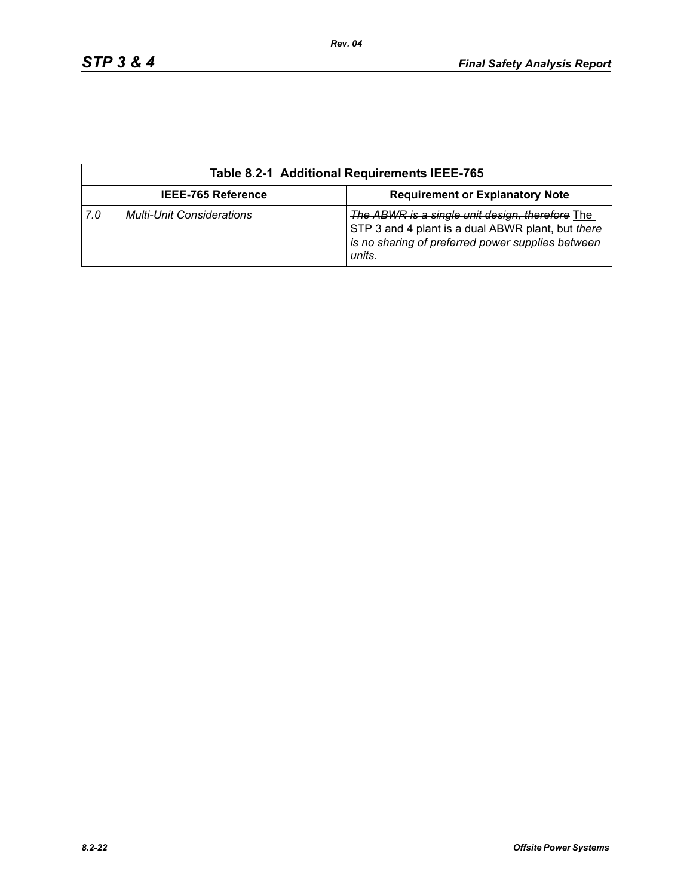**Table 8.2-1 Additional Requirements IEEE-765**

| IEEE-765 Reference | Requirement or Explanatory Note |
|---|---|
| *7.0 Multi-Unit Considerations* | ~~*The ABWR is a single unit design, therefore*~~ <u>The STP 3 and 4 plant is a dual ABWR plant, but</u> *there is no sharing of preferred power supplies between units.* |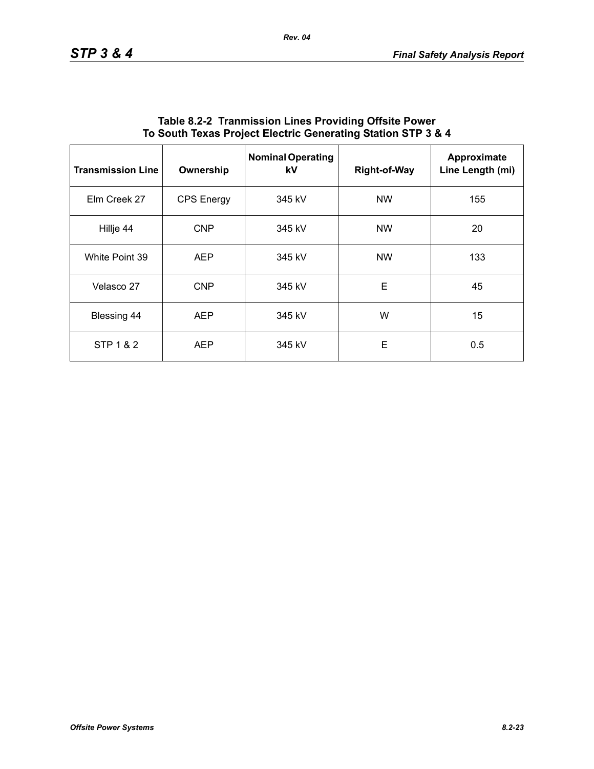**Table 8.2-2 Tranmission Lines Providing Offsite Power To South Texas Project Electric Generating Station STP 3 & 4**

| Transmission Line | Ownership | Nominal Operating kV | Right-of-Way | Approximate Line Length (mi) |
|---|---|---|---|---|
| Elm Creek 27 | CPS Energy | 345 kV | NW | 155 |
| Hillje 44 | CNP | 345 kV | NW | 20 |
| White Point 39 | AEP | 345 kV | NW | 133 |
| Velasco 27 | CNP | 345 kV | E | 45 |
| Blessing 44 | AEP | 345 kV | W | 15 |
| STP 1 & 2 | AEP | 345 kV | E | 0.5 |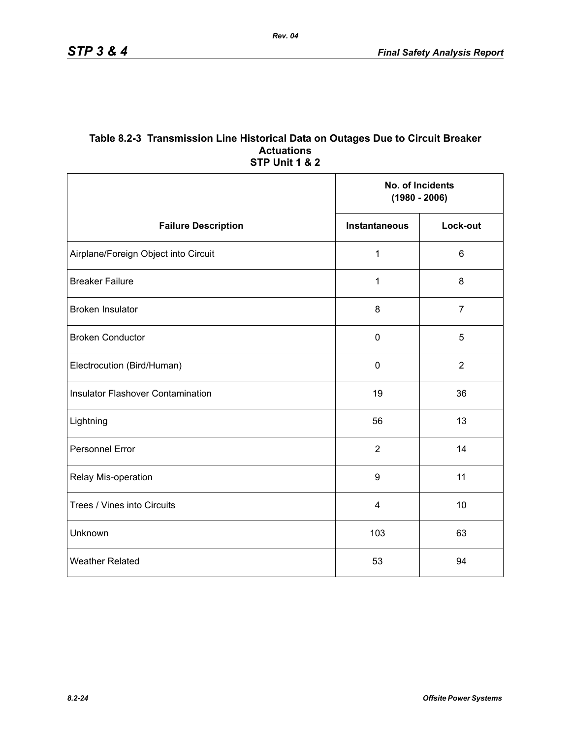### Table 8.2-3 Transmission Line Historical Data on Outages Due to Circuit Breaker Actuations STP Unit 1 & 2

| Failure Description | No. of Incidents (1980 - 2006) | |
|---|---|---|
| | Instantaneous | Lock-out |
| Airplane/Foreign Object into Circuit | 1 | 6 |
| Breaker Failure | 1 | 8 |
| Broken Insulator | 8 | 7 |
| Broken Conductor | 0 | 5 |
| Electrocution (Bird/Human) | 0 | 2 |
| Insulator Flashover Contamination | 19 | 36 |
| Lightning | 56 | 13 |
| Personnel Error | 2 | 14 |
| Relay Mis-operation | 9 | 11 |
| Trees / Vines into Circuits | 4 | 10 |
| Unknown | 103 | 63 |
| Weather Related | 53 | 94 |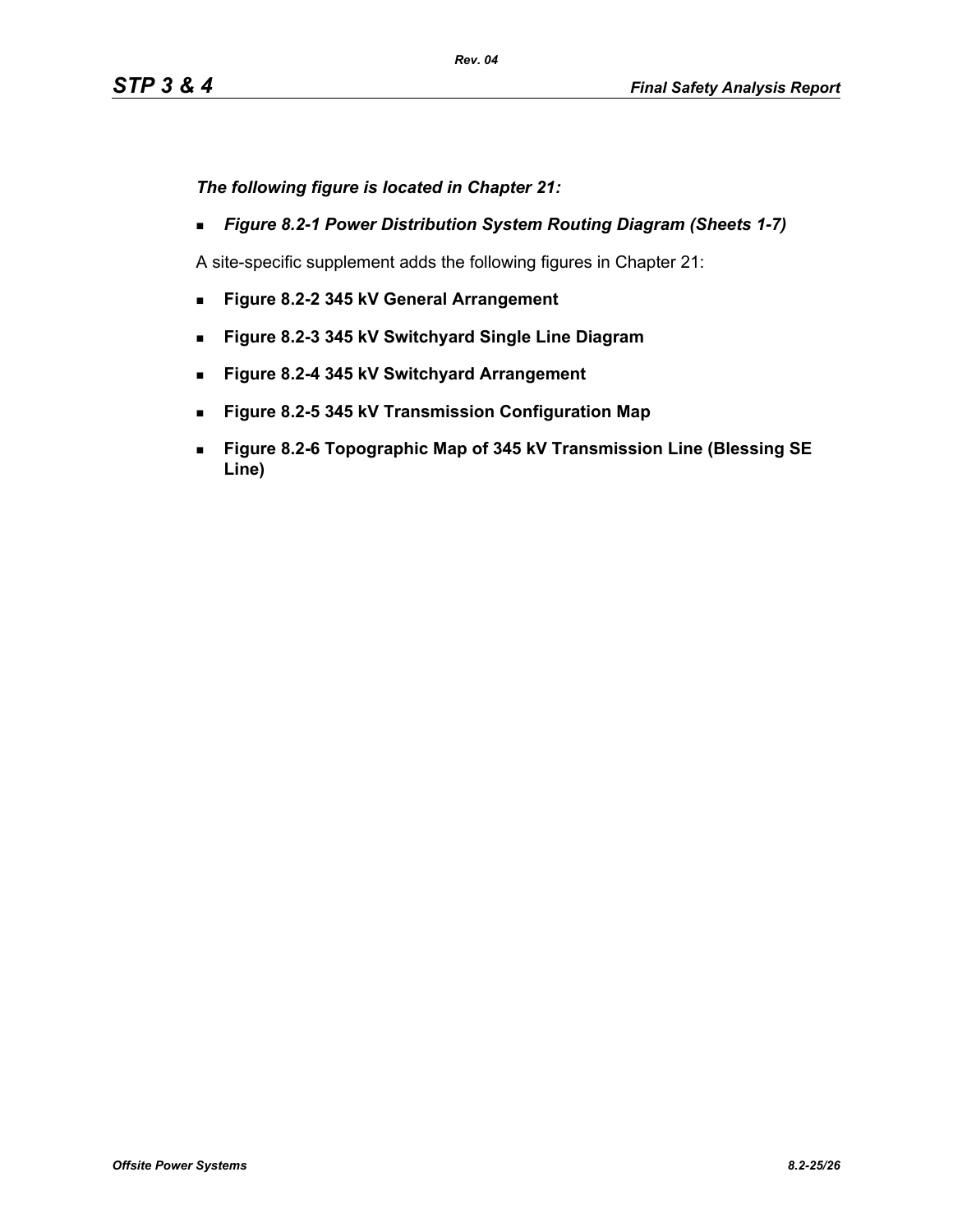*The following figure is located in Chapter 21:*

- *Figure 8.2-1 Power Distribution System Routing Diagram (Sheets 1-7)*

A site-specific supplement adds the following figures in Chapter 21:

- **Figure 8.2-2 345 kV General Arrangement**
- **Figure 8.2-3 345 kV Switchyard Single Line Diagram**
- **Figure 8.2-4 345 kV Switchyard Arrangement**
- **Figure 8.2-5 345 kV Transmission Configuration Map**
- **Figure 8.2-6 Topographic Map of 345 kV Transmission Line (Blessing SE Line)**